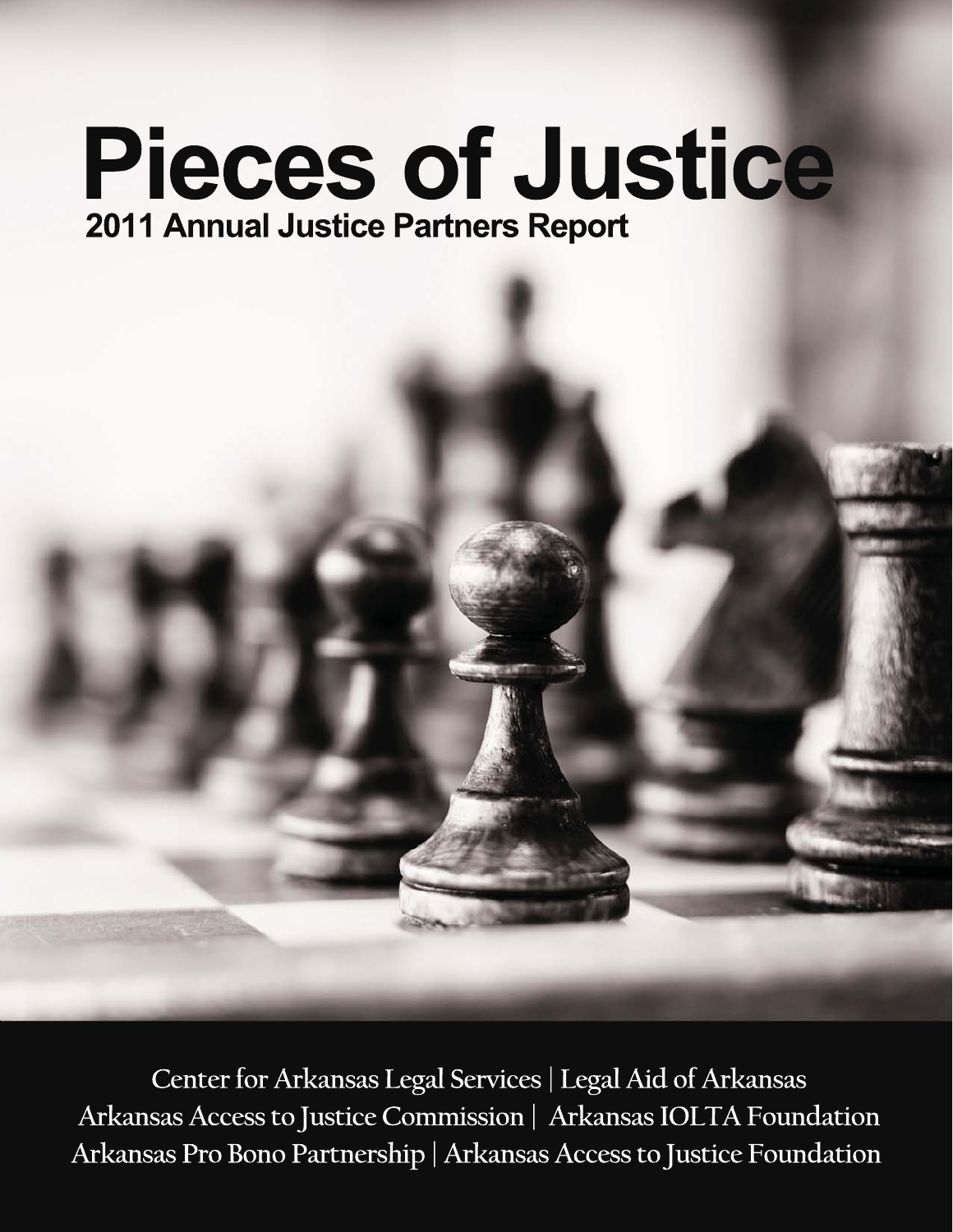# Pieces of Justice

## 2011 Annual Justice Partners Report

Center for Arkansas Legal Services | Legal Aid of Arkansas
Arkansas Access to Justice Commission | Arkansas IOLTA Foundation
Arkansas Pro Bono Partnership | Arkansas Access to Justice Foundation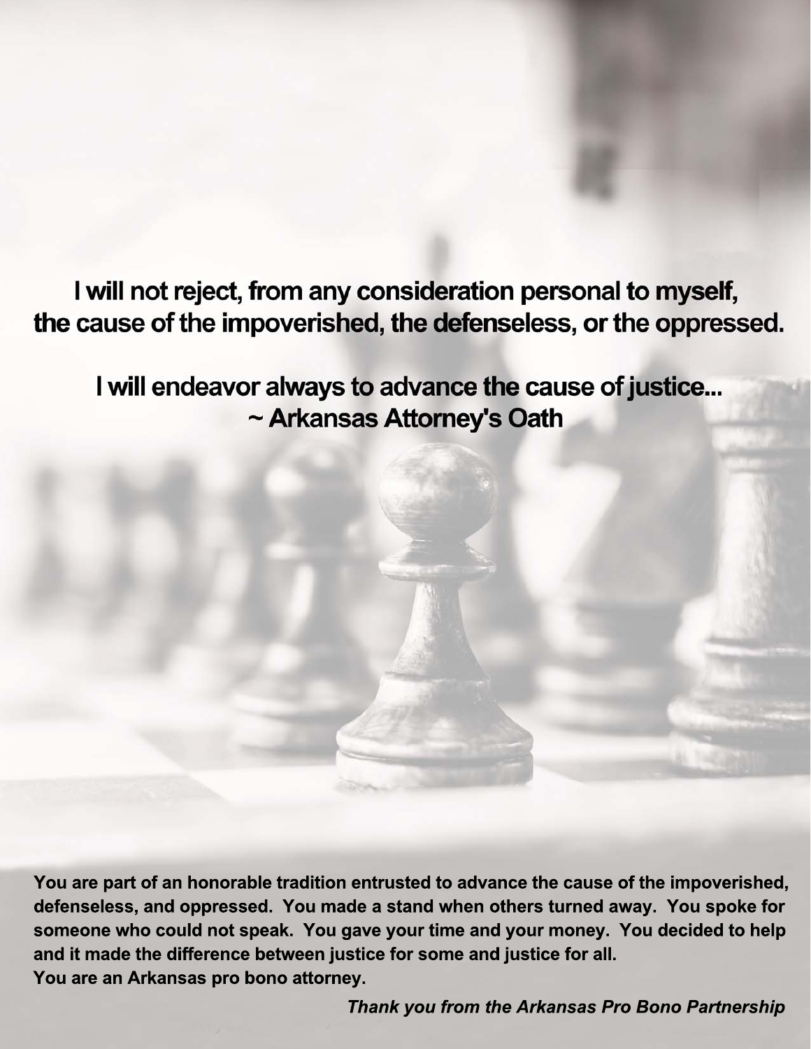**I will not reject, from any consideration personal to myself, the cause of the impoverished, the defenseless, or the oppressed.**

**I will endeavor always to advance the cause of justice...**
**~ Arkansas Attorney's Oath**

**You are part of an honorable tradition entrusted to advance the cause of the impoverished, defenseless, and oppressed. You made a stand when others turned away. You spoke for someone who could not speak. You gave your time and your money. You decided to help and it made the difference between justice for some and justice for all.**
**You are an Arkansas pro bono attorney.**

***Thank you from the Arkansas Pro Bono Partnership***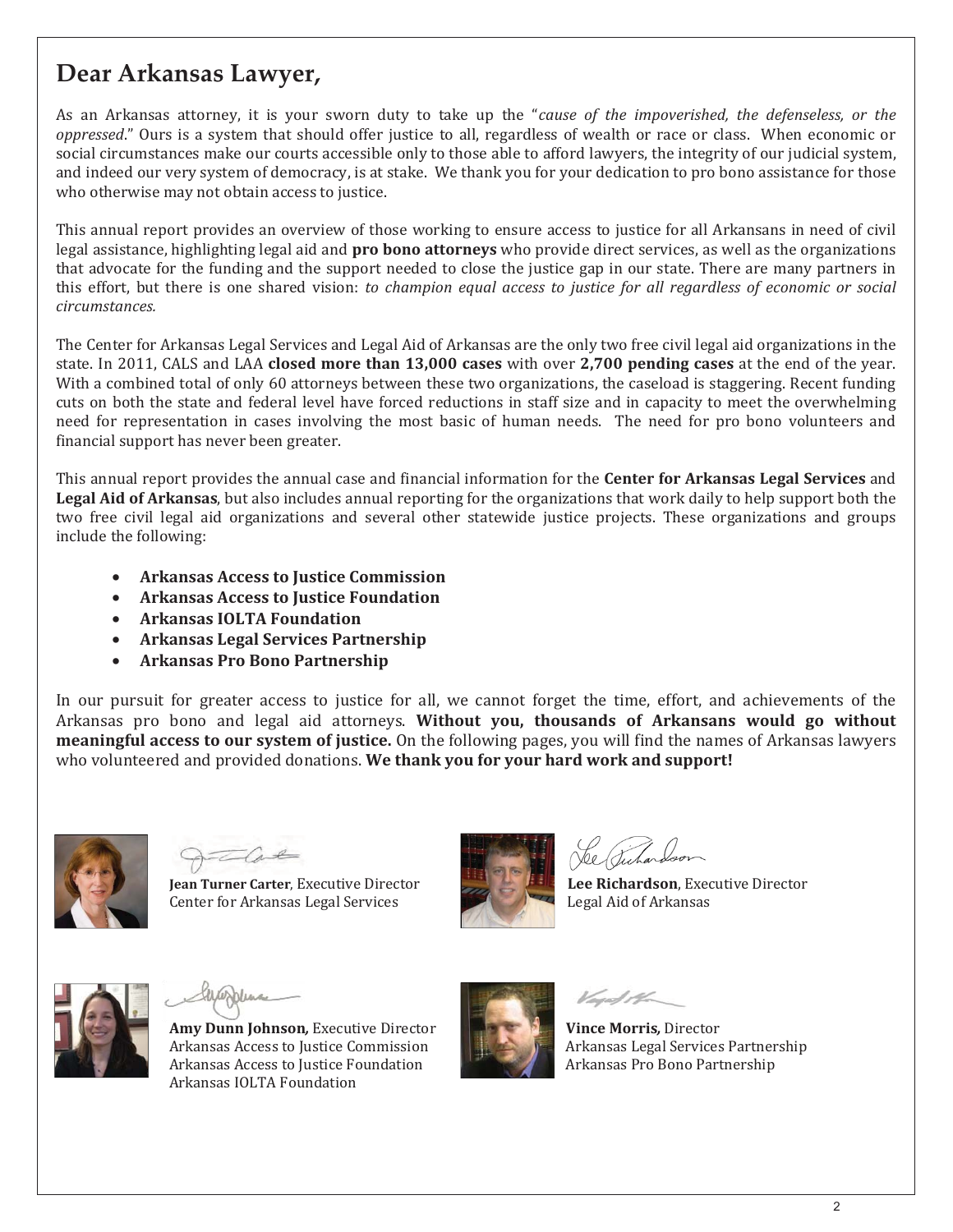# Dear Arkansas Lawyer,

As an Arkansas attorney, it is your sworn duty to take up the "*cause of the impoverished, the defenseless, or the oppressed*." Ours is a system that should offer justice to all, regardless of wealth or race or class. When economic or social circumstances make our courts accessible only to those able to afford lawyers, the integrity of our judicial system, and indeed our very system of democracy, is at stake. We thank you for your dedication to pro bono assistance for those who otherwise may not obtain access to justice.

This annual report provides an overview of those working to ensure access to justice for all Arkansans in need of civil legal assistance, highlighting legal aid and **pro bono attorneys** who provide direct services, as well as the organizations that advocate for the funding and the support needed to close the justice gap in our state. There are many partners in this effort, but there is one shared vision: *to champion equal access to justice for all regardless of economic or social circumstances.*

The Center for Arkansas Legal Services and Legal Aid of Arkansas are the only two free civil legal aid organizations in the state. In 2011, CALS and LAA **closed more than 13,000 cases** with over **2,700 pending cases** at the end of the year. With a combined total of only 60 attorneys between these two organizations, the caseload is staggering. Recent funding cuts on both the state and federal level have forced reductions in staff size and in capacity to meet the overwhelming need for representation in cases involving the most basic of human needs. The need for pro bono volunteers and financial support has never been greater.

This annual report provides the annual case and financial information for the **Center for Arkansas Legal Services** and **Legal Aid of Arkansas**, but also includes annual reporting for the organizations that work daily to help support both the two free civil legal aid organizations and several other statewide justice projects. These organizations and groups include the following:

- **Arkansas Access to Justice Commission**
- **Arkansas Access to Justice Foundation**
- **Arkansas IOLTA Foundation**
- **Arkansas Legal Services Partnership**
- **Arkansas Pro Bono Partnership**

In our pursuit for greater access to justice for all, we cannot forget the time, effort, and achievements of the Arkansas pro bono and legal aid attorneys. **Without you, thousands of Arkansans would go without meaningful access to our system of justice.** On the following pages, you will find the names of Arkansas lawyers who volunteered and provided donations. **We thank you for your hard work and support!**

**Jean Turner Carter**, Executive Director
Center for Arkansas Legal Services

**Lee Richardson**, Executive Director
Legal Aid of Arkansas

**Amy Dunn Johnson,** Executive Director
Arkansas Access to Justice Commission
Arkansas Access to Justice Foundation
Arkansas IOLTA Foundation

**Vince Morris,** Director
Arkansas Legal Services Partnership
Arkansas Pro Bono Partnership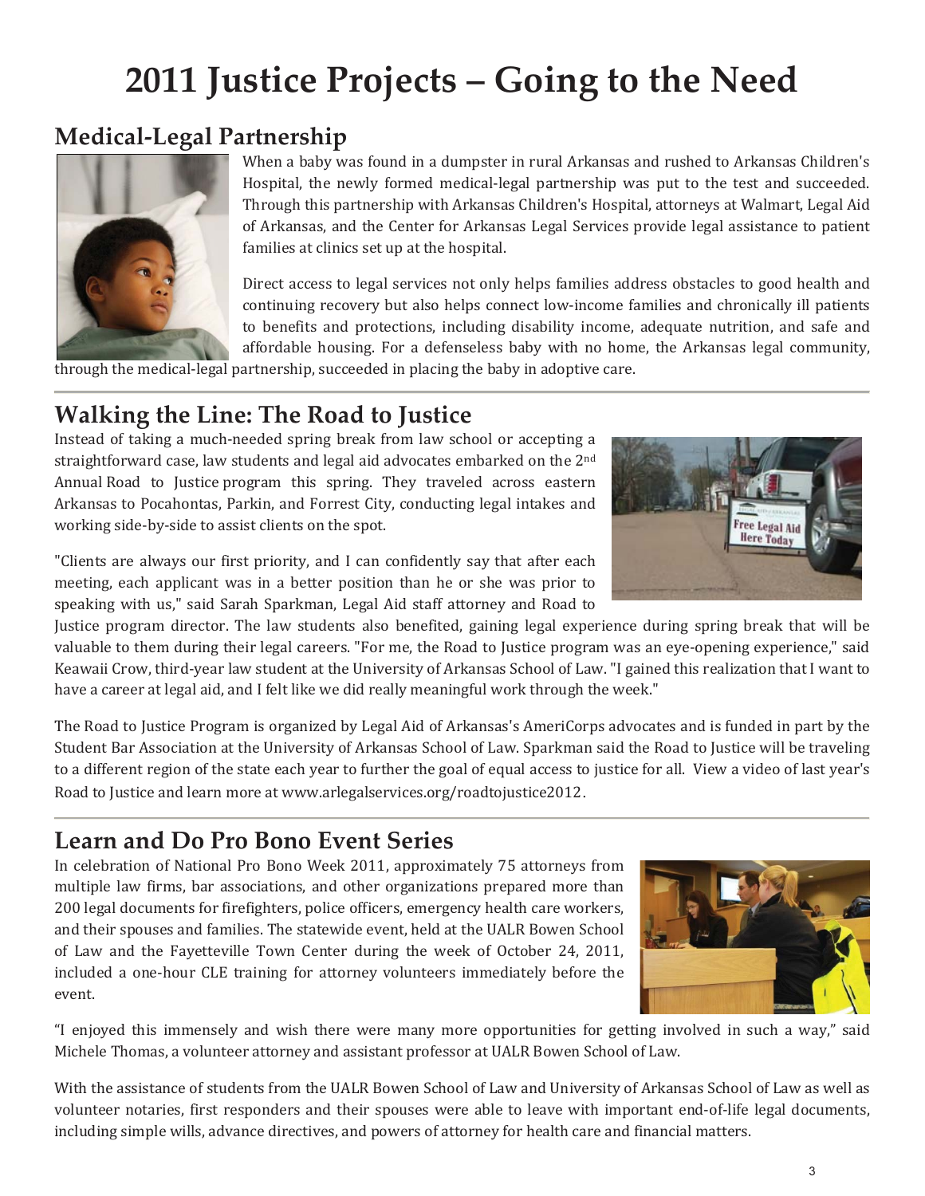# 2011 Justice Projects – Going to the Need

## Medical-Legal Partnership

When a baby was found in a dumpster in rural Arkansas and rushed to Arkansas Children's Hospital, the newly formed medical-legal partnership was put to the test and succeeded. Through this partnership with Arkansas Children's Hospital, attorneys at Walmart, Legal Aid of Arkansas, and the Center for Arkansas Legal Services provide legal assistance to patient families at clinics set up at the hospital.

Direct access to legal services not only helps families address obstacles to good health and continuing recovery but also helps connect low-income families and chronically ill patients to benefits and protections, including disability income, adequate nutrition, and safe and affordable housing. For a defenseless baby with no home, the Arkansas legal community, through the medical-legal partnership, succeeded in placing the baby in adoptive care.

## Walking the Line: The Road to Justice

Instead of taking a much-needed spring break from law school or accepting a straightforward case, law students and legal aid advocates embarked on the 2nd Annual Road to Justice program this spring. They traveled across eastern Arkansas to Pocahontas, Parkin, and Forrest City, conducting legal intakes and working side-by-side to assist clients on the spot.

"Clients are always our first priority, and I can confidently say that after each meeting, each applicant was in a better position than he or she was prior to speaking with us," said Sarah Sparkman, Legal Aid staff attorney and Road to Justice program director. The law students also benefited, gaining legal experience during spring break that will be valuable to them during their legal careers. "For me, the Road to Justice program was an eye-opening experience," said Keawaii Crow, third-year law student at the University of Arkansas School of Law. "I gained this realization that I want to have a career at legal aid, and I felt like we did really meaningful work through the week."

The Road to Justice Program is organized by Legal Aid of Arkansas's AmeriCorps advocates and is funded in part by the Student Bar Association at the University of Arkansas School of Law. Sparkman said the Road to Justice will be traveling to a different region of the state each year to further the goal of equal access to justice for all. View a video of last year's Road to Justice and learn more at www.arlegalservices.org/roadtojustice2012.

## Learn and Do Pro Bono Event Series

In celebration of National Pro Bono Week 2011, approximately 75 attorneys from multiple law firms, bar associations, and other organizations prepared more than 200 legal documents for firefighters, police officers, emergency health care workers, and their spouses and families. The statewide event, held at the UALR Bowen School of Law and the Fayetteville Town Center during the week of October 24, 2011, included a one-hour CLE training for attorney volunteers immediately before the event.

"I enjoyed this immensely and wish there were many more opportunities for getting involved in such a way," said Michele Thomas, a volunteer attorney and assistant professor at UALR Bowen School of Law.

With the assistance of students from the UALR Bowen School of Law and University of Arkansas School of Law as well as volunteer notaries, first responders and their spouses were able to leave with important end-of-life legal documents, including simple wills, advance directives, and powers of attorney for health care and financial matters.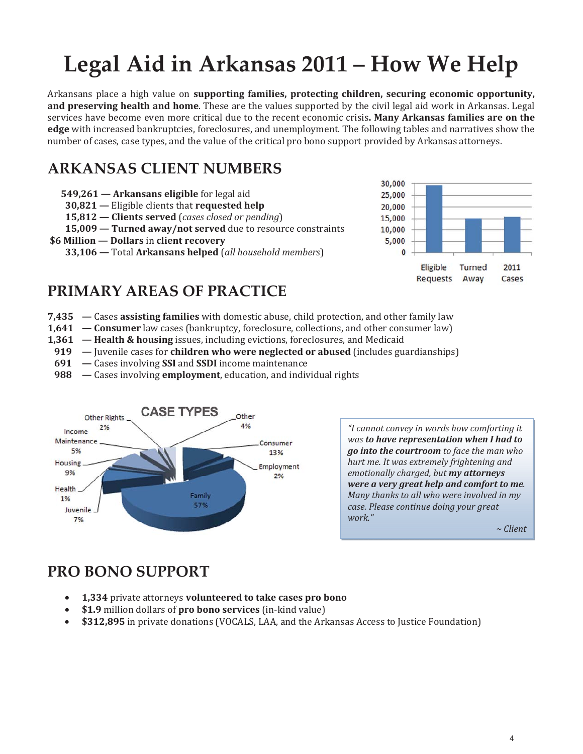# Legal Aid in Arkansas 2011 – How We Help

Arkansans place a high value on **supporting families, protecting children, securing economic opportunity, and preserving health and home**. These are the values supported by the civil legal aid work in Arkansas. Legal services have become even more critical due to the recent economic crisis**. Many Arkansas families are on the edge** with increased bankruptcies, foreclosures, and unemployment. The following tables and narratives show the number of cases, case types, and the value of the critical pro bono support provided by Arkansas attorneys.

## ARKANSAS CLIENT NUMBERS

**549,261 — Arkansans eligible** for legal aid
**30,821 —** Eligible clients that **requested help**
**15,812 — Clients served** (*cases closed or pending*)
**15,009 — Turned away/not served** due to resource constraints
**$6 Million — Dollars** in **client recovery**
**33,106 —** Total **Arkansans helped** (*all household members*)

## PRIMARY AREAS OF PRACTICE

**7,435 —** Cases **assisting families** with domestic abuse, child protection, and other family law
**1,641 — Consumer** law cases (bankruptcy, foreclosure, collections, and other consumer law)
**1,361 — Health & housing** issues, including evictions, foreclosures, and Medicaid
**919 —** Juvenile cases for **children who were neglected or abused** (includes guardianships)
**691 —** Cases involving **SSI** and **SSDI** income maintenance
**988 —** Cases involving **employment**, education, and individual rights

*"I cannot convey in words how comforting it was **to have representation when I had to go into the courtroom** to face the man who hurt me. It was extremely frightening and emotionally charged, but **my attorneys were a very great help and comfort to me**. Many thanks to all who were involved in my case. Please continue doing your great work."*

*~ Client*

## PRO BONO SUPPORT

- **1,334** private attorneys **volunteered to take cases pro bono**
- **$1.9** million dollars of **pro bono services** (in-kind value)
- **$312,895** in private donations (VOCALS, LAA, and the Arkansas Access to Justice Foundation)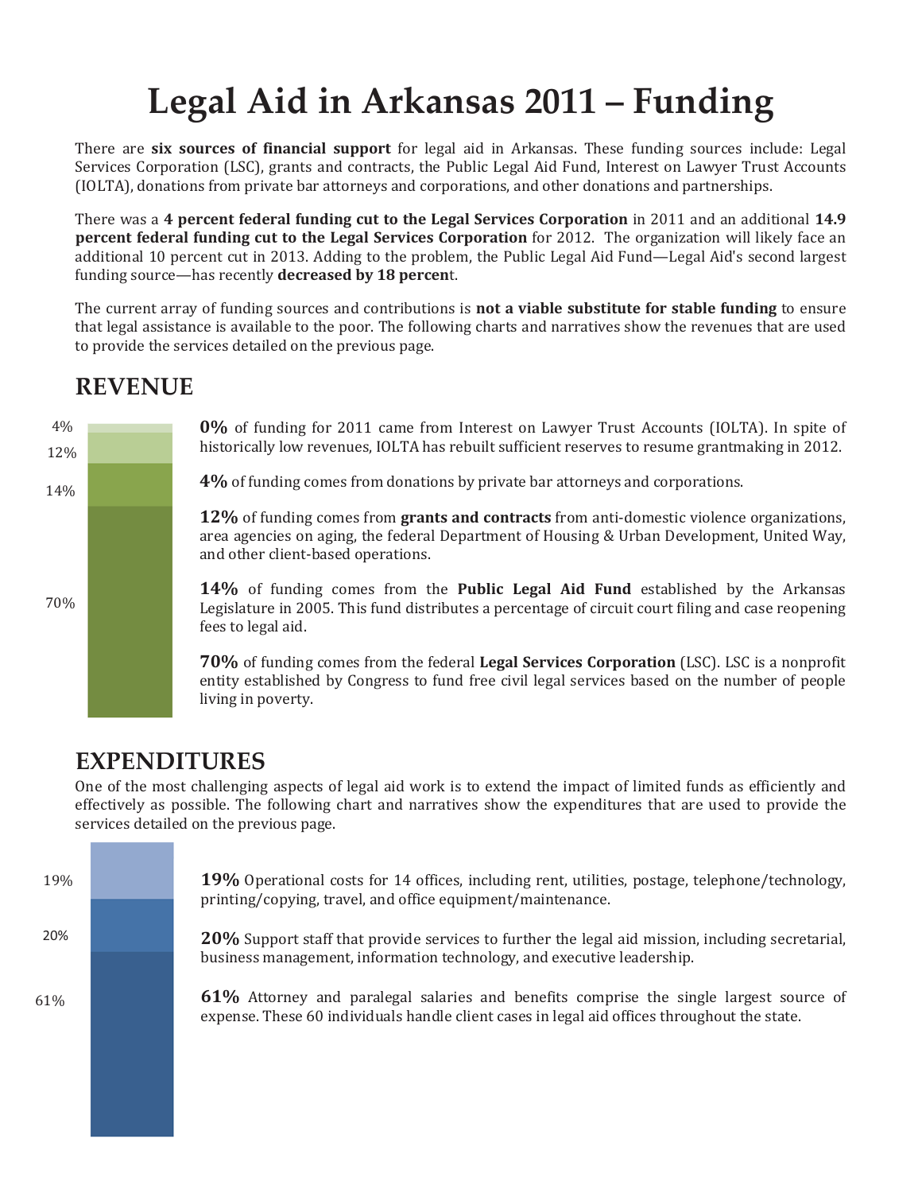# Legal Aid in Arkansas 2011 – Funding

There are **six sources of financial support** for legal aid in Arkansas. These funding sources include: Legal Services Corporation (LSC), grants and contracts, the Public Legal Aid Fund, Interest on Lawyer Trust Accounts (IOLTA), donations from private bar attorneys and corporations, and other donations and partnerships.

There was a **4 percent federal funding cut to the Legal Services Corporation** in 2011 and an additional **14.9 percent federal funding cut to the Legal Services Corporation** for 2012. The organization will likely face an additional 10 percent cut in 2013. Adding to the problem, the Public Legal Aid Fund—Legal Aid's second largest funding source—has recently **decreased by 18 percen**t.

The current array of funding sources and contributions is **not a viable substitute for stable funding** to ensure that legal assistance is available to the poor. The following charts and narratives show the revenues that are used to provide the services detailed on the previous page.

## REVENUE

4%
12%
14%
70%

**0%** of funding for 2011 came from Interest on Lawyer Trust Accounts (IOLTA). In spite of historically low revenues, IOLTA has rebuilt sufficient reserves to resume grantmaking in 2012.

**4%** of funding comes from donations by private bar attorneys and corporations.

**12%** of funding comes from **grants and contracts** from anti-domestic violence organizations, area agencies on aging, the federal Department of Housing & Urban Development, United Way, and other client-based operations.

**14%** of funding comes from the **Public Legal Aid Fund** established by the Arkansas Legislature in 2005. This fund distributes a percentage of circuit court filing and case reopening fees to legal aid.

**70%** of funding comes from the federal **Legal Services Corporation** (LSC). LSC is a nonprofit entity established by Congress to fund free civil legal services based on the number of people living in poverty.

## EXPENDITURES

One of the most challenging aspects of legal aid work is to extend the impact of limited funds as efficiently and effectively as possible. The following chart and narratives show the expenditures that are used to provide the services detailed on the previous page.

19%
20%
61%

**19%** Operational costs for 14 offices, including rent, utilities, postage, telephone/technology, printing/copying, travel, and office equipment/maintenance.

**20%** Support staff that provide services to further the legal aid mission, including secretarial, business management, information technology, and executive leadership.

**61%** Attorney and paralegal salaries and benefits comprise the single largest source of expense. These 60 individuals handle client cases in legal aid offices throughout the state.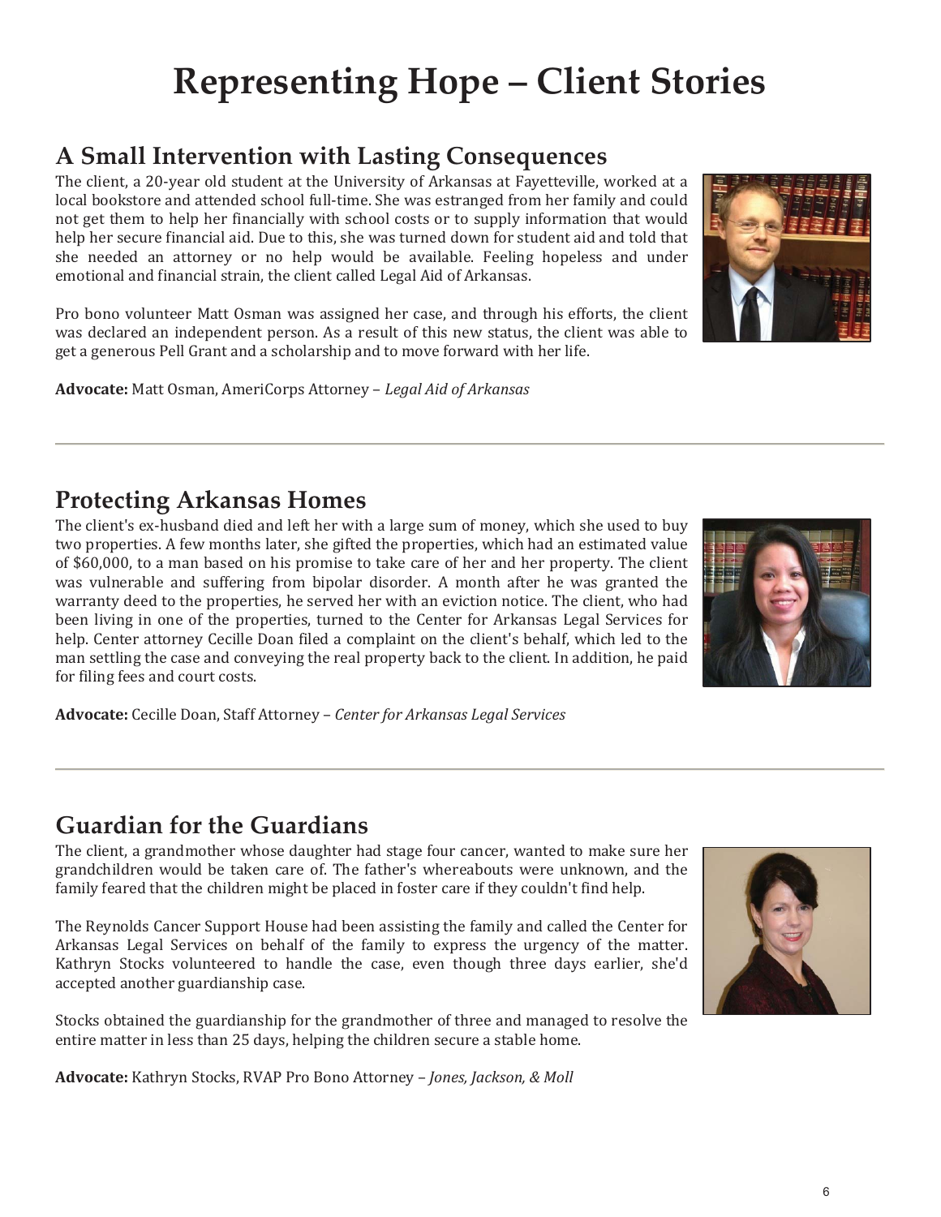# Representing Hope – Client Stories

## A Small Intervention with Lasting Consequences

The client, a 20-year old student at the University of Arkansas at Fayetteville, worked at a local bookstore and attended school full-time. She was estranged from her family and could not get them to help her financially with school costs or to supply information that would help her secure financial aid. Due to this, she was turned down for student aid and told that she needed an attorney or no help would be available. Feeling hopeless and under emotional and financial strain, the client called Legal Aid of Arkansas.

Pro bono volunteer Matt Osman was assigned her case, and through his efforts, the client was declared an independent person. As a result of this new status, the client was able to get a generous Pell Grant and a scholarship and to move forward with her life.

**Advocate:** Matt Osman, AmeriCorps Attorney – *Legal Aid of Arkansas*

## Protecting Arkansas Homes

The client's ex-husband died and left her with a large sum of money, which she used to buy two properties. A few months later, she gifted the properties, which had an estimated value of $60,000, to a man based on his promise to take care of her and her property. The client was vulnerable and suffering from bipolar disorder. A month after he was granted the warranty deed to the properties, he served her with an eviction notice. The client, who had been living in one of the properties, turned to the Center for Arkansas Legal Services for help. Center attorney Cecille Doan filed a complaint on the client's behalf, which led to the man settling the case and conveying the real property back to the client. In addition, he paid for filing fees and court costs.

**Advocate:** Cecille Doan, Staff Attorney – *Center for Arkansas Legal Services*

## Guardian for the Guardians

The client, a grandmother whose daughter had stage four cancer, wanted to make sure her grandchildren would be taken care of. The father's whereabouts were unknown, and the family feared that the children might be placed in foster care if they couldn't find help.

The Reynolds Cancer Support House had been assisting the family and called the Center for Arkansas Legal Services on behalf of the family to express the urgency of the matter. Kathryn Stocks volunteered to handle the case, even though three days earlier, she'd accepted another guardianship case.

Stocks obtained the guardianship for the grandmother of three and managed to resolve the entire matter in less than 25 days, helping the children secure a stable home.

**Advocate:** Kathryn Stocks, RVAP Pro Bono Attorney – *Jones, Jackson, & Moll*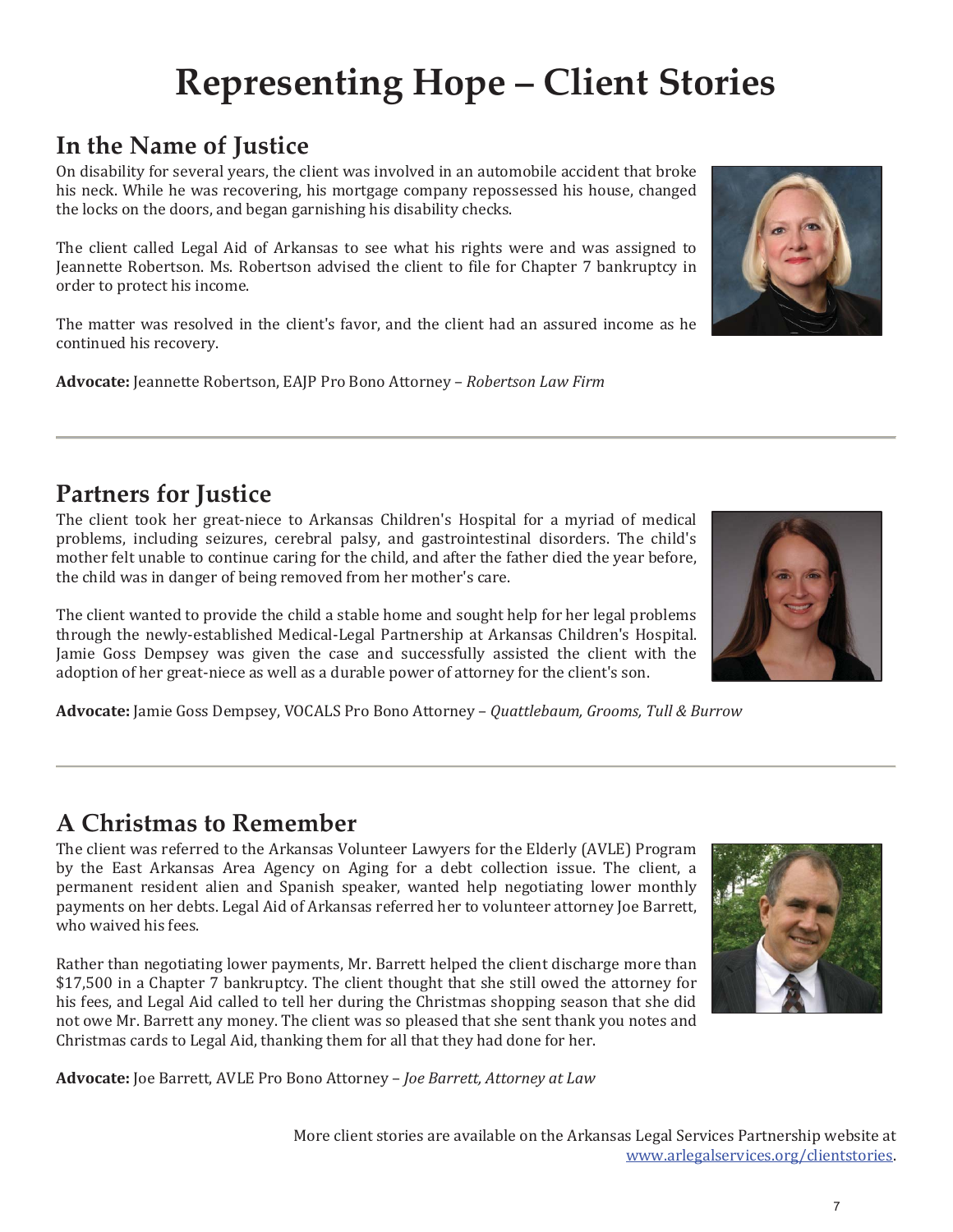# Representing Hope – Client Stories

## In the Name of Justice

On disability for several years, the client was involved in an automobile accident that broke his neck. While he was recovering, his mortgage company repossessed his house, changed the locks on the doors, and began garnishing his disability checks.

The client called Legal Aid of Arkansas to see what his rights were and was assigned to Jeannette Robertson. Ms. Robertson advised the client to file for Chapter 7 bankruptcy in order to protect his income.

The matter was resolved in the client's favor, and the client had an assured income as he continued his recovery.

**Advocate:** Jeannette Robertson, EAJP Pro Bono Attorney – *Robertson Law Firm*

---

## Partners for Justice

The client took her great-niece to Arkansas Children's Hospital for a myriad of medical problems, including seizures, cerebral palsy, and gastrointestinal disorders. The child's mother felt unable to continue caring for the child, and after the father died the year before, the child was in danger of being removed from her mother's care.

The client wanted to provide the child a stable home and sought help for her legal problems through the newly-established Medical-Legal Partnership at Arkansas Children's Hospital. Jamie Goss Dempsey was given the case and successfully assisted the client with the adoption of her great-niece as well as a durable power of attorney for the client's son.

**Advocate:** Jamie Goss Dempsey, VOCALS Pro Bono Attorney – *Quattlebaum, Grooms, Tull & Burrow*

---

## A Christmas to Remember

The client was referred to the Arkansas Volunteer Lawyers for the Elderly (AVLE) Program by the East Arkansas Area Agency on Aging for a debt collection issue. The client, a permanent resident alien and Spanish speaker, wanted help negotiating lower monthly payments on her debts. Legal Aid of Arkansas referred her to volunteer attorney Joe Barrett, who waived his fees.

Rather than negotiating lower payments, Mr. Barrett helped the client discharge more than $17,500 in a Chapter 7 bankruptcy. The client thought that she still owed the attorney for his fees, and Legal Aid called to tell her during the Christmas shopping season that she did not owe Mr. Barrett any money. The client was so pleased that she sent thank you notes and Christmas cards to Legal Aid, thanking them for all that they had done for her.

**Advocate:** Joe Barrett, AVLE Pro Bono Attorney – *Joe Barrett, Attorney at Law*

More client stories are available on the Arkansas Legal Services Partnership website at www.arlegalservices.org/clientstories.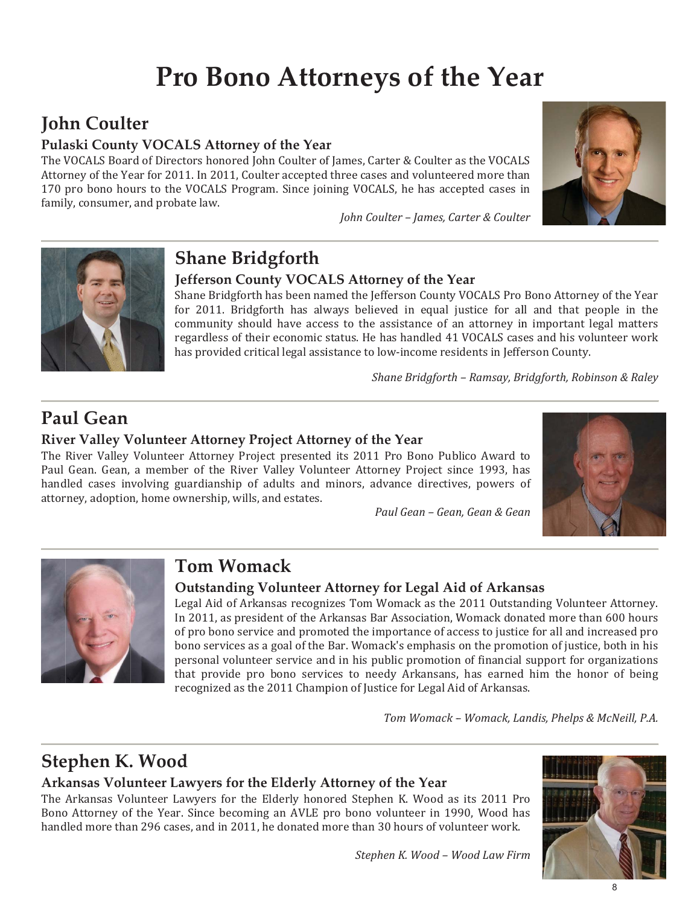# Pro Bono Attorneys of the Year

## John Coulter

### Pulaski County VOCALS Attorney of the Year

The VOCALS Board of Directors honored John Coulter of James, Carter & Coulter as the VOCALS Attorney of the Year for 2011. In 2011, Coulter accepted three cases and volunteered more than 170 pro bono hours to the VOCALS Program. Since joining VOCALS, he has accepted cases in family, consumer, and probate law.

*John Coulter – James, Carter & Coulter*

## Shane Bridgforth

### Jefferson County VOCALS Attorney of the Year

Shane Bridgforth has been named the Jefferson County VOCALS Pro Bono Attorney of the Year for 2011. Bridgforth has always believed in equal justice for all and that people in the community should have access to the assistance of an attorney in important legal matters regardless of their economic status. He has handled 41 VOCALS cases and his volunteer work has provided critical legal assistance to low-income residents in Jefferson County.

*Shane Bridgforth – Ramsay, Bridgforth, Robinson & Raley*

## Paul Gean

### River Valley Volunteer Attorney Project Attorney of the Year

The River Valley Volunteer Attorney Project presented its 2011 Pro Bono Publico Award to Paul Gean. Gean, a member of the River Valley Volunteer Attorney Project since 1993, has handled cases involving guardianship of adults and minors, advance directives, powers of attorney, adoption, home ownership, wills, and estates.

*Paul Gean – Gean, Gean & Gean*

## Tom Womack

### Outstanding Volunteer Attorney for Legal Aid of Arkansas

Legal Aid of Arkansas recognizes Tom Womack as the 2011 Outstanding Volunteer Attorney. In 2011, as president of the Arkansas Bar Association, Womack donated more than 600 hours of pro bono service and promoted the importance of access to justice for all and increased pro bono services as a goal of the Bar. Womack's emphasis on the promotion of justice, both in his personal volunteer service and in his public promotion of financial support for organizations that provide pro bono services to needy Arkansans, has earned him the honor of being recognized as the 2011 Champion of Justice for Legal Aid of Arkansas.

*Tom Womack – Womack, Landis, Phelps & McNeill, P.A.*

## Stephen K. Wood

### Arkansas Volunteer Lawyers for the Elderly Attorney of the Year

The Arkansas Volunteer Lawyers for the Elderly honored Stephen K. Wood as its 2011 Pro Bono Attorney of the Year. Since becoming an AVLE pro bono volunteer in 1990, Wood has handled more than 296 cases, and in 2011, he donated more than 30 hours of volunteer work.

*Stephen K. Wood – Wood Law Firm*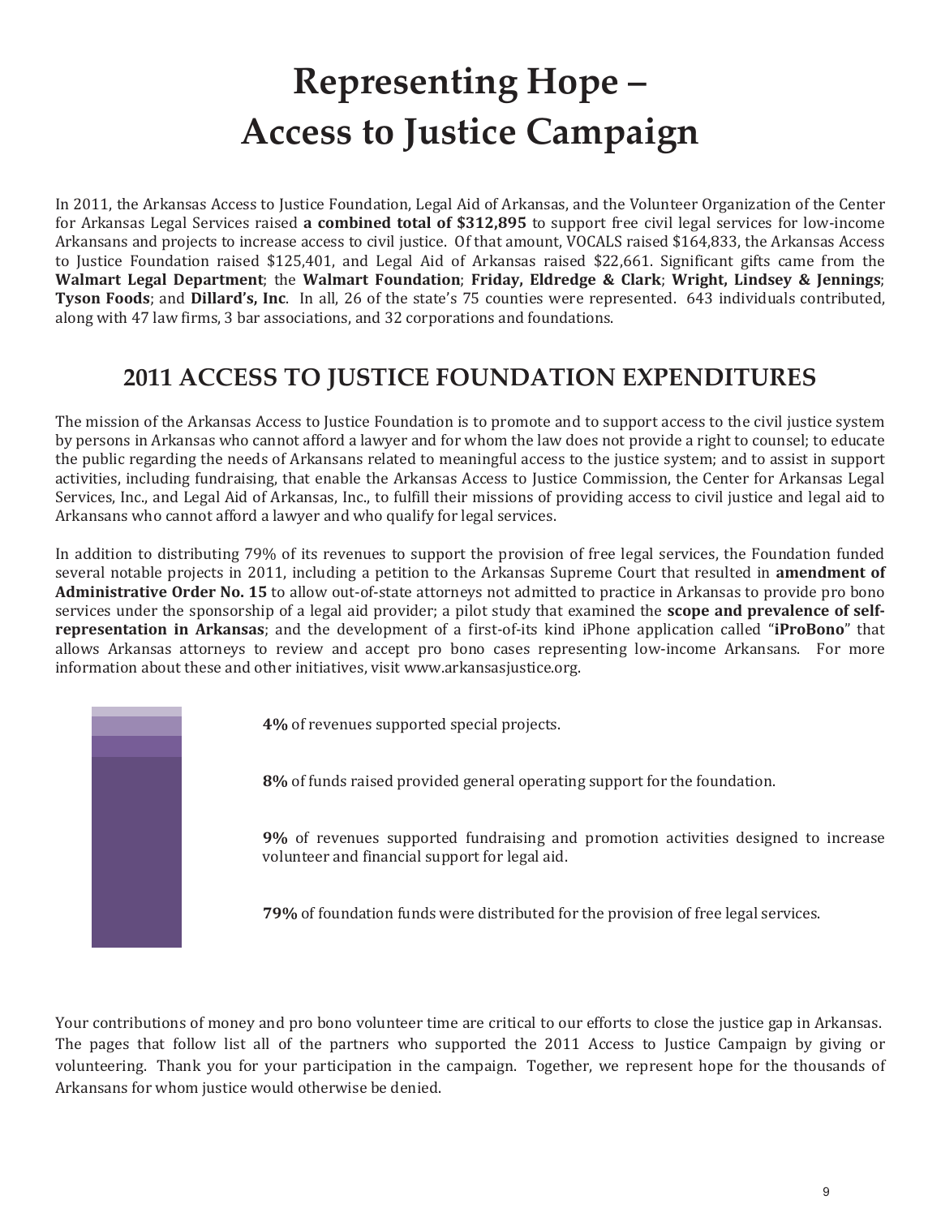# Representing Hope – Access to Justice Campaign

In 2011, the Arkansas Access to Justice Foundation, Legal Aid of Arkansas, and the Volunteer Organization of the Center for Arkansas Legal Services raised **a combined total of $312,895** to support free civil legal services for low-income Arkansans and projects to increase access to civil justice. Of that amount, VOCALS raised $164,833, the Arkansas Access to Justice Foundation raised $125,401, and Legal Aid of Arkansas raised $22,661. Significant gifts came from the **Walmart Legal Department**; the **Walmart Foundation**; **Friday, Eldredge & Clark**; **Wright, Lindsey & Jennings**; **Tyson Foods**; and **Dillard's, Inc**. In all, 26 of the state's 75 counties were represented. 643 individuals contributed, along with 47 law firms, 3 bar associations, and 32 corporations and foundations.

## 2011 ACCESS TO JUSTICE FOUNDATION EXPENDITURES

The mission of the Arkansas Access to Justice Foundation is to promote and to support access to the civil justice system by persons in Arkansas who cannot afford a lawyer and for whom the law does not provide a right to counsel; to educate the public regarding the needs of Arkansans related to meaningful access to the justice system; and to assist in support activities, including fundraising, that enable the Arkansas Access to Justice Commission, the Center for Arkansas Legal Services, Inc., and Legal Aid of Arkansas, Inc., to fulfill their missions of providing access to civil justice and legal aid to Arkansans who cannot afford a lawyer and who qualify for legal services.

In addition to distributing 79% of its revenues to support the provision of free legal services, the Foundation funded several notable projects in 2011, including a petition to the Arkansas Supreme Court that resulted in **amendment of Administrative Order No. 15** to allow out-of-state attorneys not admitted to practice in Arkansas to provide pro bono services under the sponsorship of a legal aid provider; a pilot study that examined the **scope and prevalence of self-representation in Arkansas**; and the development of a first-of-its kind iPhone application called "**iProBono**" that allows Arkansas attorneys to review and accept pro bono cases representing low-income Arkansans. For more information about these and other initiatives, visit www.arkansasjustice.org.

**4%** of revenues supported special projects.

**8%** of funds raised provided general operating support for the foundation.

**9%** of revenues supported fundraising and promotion activities designed to increase volunteer and financial support for legal aid.

**79%** of foundation funds were distributed for the provision of free legal services.

Your contributions of money and pro bono volunteer time are critical to our efforts to close the justice gap in Arkansas. The pages that follow list all of the partners who supported the 2011 Access to Justice Campaign by giving or volunteering. Thank you for your participation in the campaign. Together, we represent hope for the thousands of Arkansans for whom justice would otherwise be denied.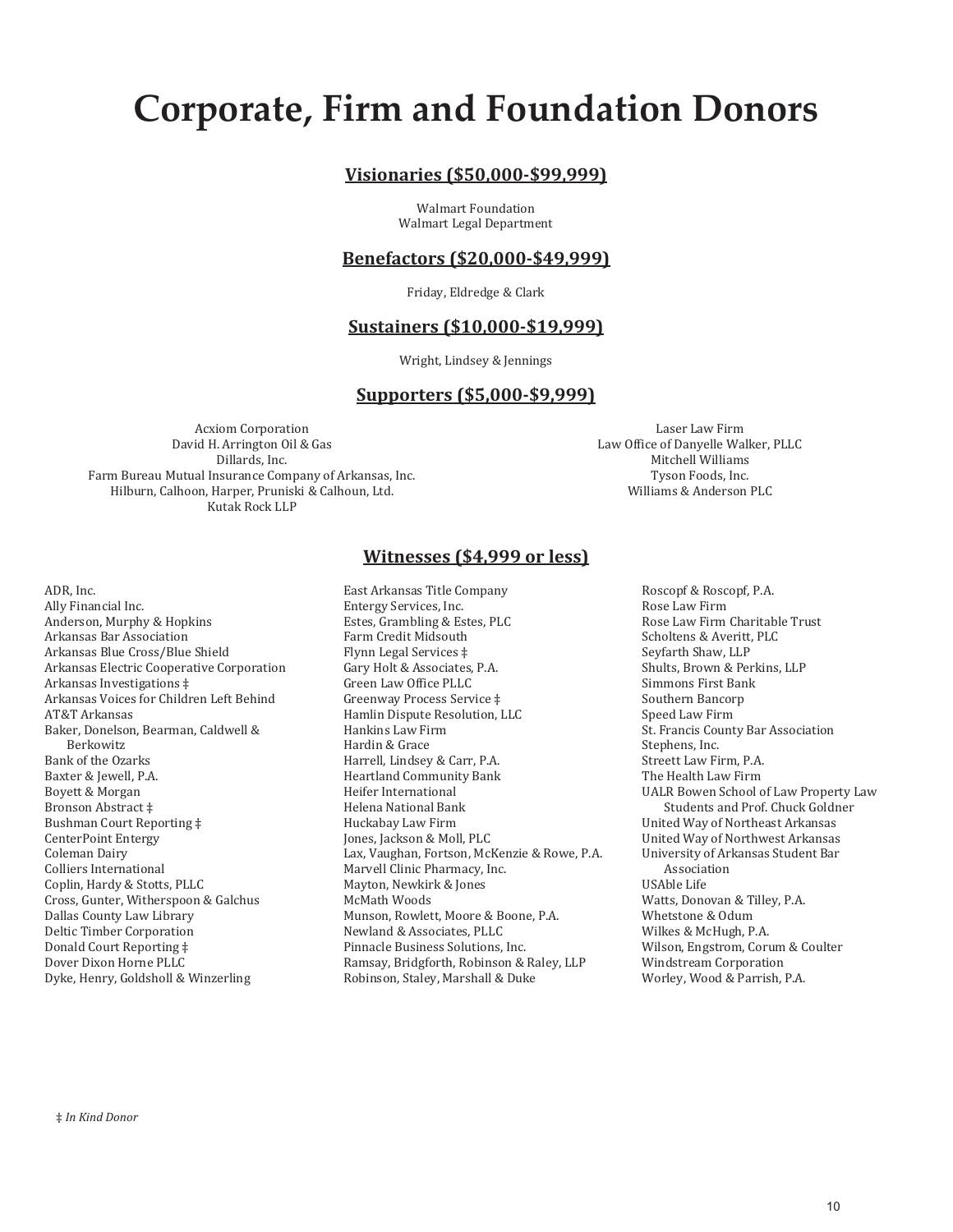# Corporate, Firm and Foundation Donors

## Visionaries ($50,000-$99,999)

Walmart Foundation
Walmart Legal Department

## Benefactors ($20,000-$49,999)

Friday, Eldredge & Clark

## Sustainers ($10,000-$19,999)

Wright, Lindsey & Jennings

## Supporters ($5,000-$9,999)

Acxiom Corporation
David H. Arrington Oil & Gas
Dillards, Inc.
Farm Bureau Mutual Insurance Company of Arkansas, Inc.
Hilburn, Calhoon, Harper, Pruniski & Calhoun, Ltd.
Kutak Rock LLP
Laser Law Firm
Law Office of Danyelle Walker, PLLC
Mitchell Williams
Tyson Foods, Inc.
Williams & Anderson PLC

## Witnesses ($4,999 or less)

ADR, Inc.
Ally Financial Inc.
Anderson, Murphy & Hopkins
Arkansas Bar Association
Arkansas Blue Cross/Blue Shield
Arkansas Electric Cooperative Corporation
Arkansas Investigations ‡
Arkansas Voices for Children Left Behind
AT&T Arkansas
Baker, Donelson, Bearman, Caldwell & Berkowitz
Bank of the Ozarks
Baxter & Jewell, P.A.
Boyett & Morgan
Bronson Abstract ‡
Bushman Court Reporting ‡
CenterPoint Entergy
Coleman Dairy
Colliers International
Coplin, Hardy & Stotts, PLLC
Cross, Gunter, Witherspoon & Galchus
Dallas County Law Library
Deltic Timber Corporation
Donald Court Reporting ‡
Dover Dixon Horne PLLC
Dyke, Henry, Goldsholl & Winzerling
East Arkansas Title Company
Entergy Services, Inc.
Estes, Grambling & Estes, PLC
Farm Credit Midsouth
Flynn Legal Services ‡
Gary Holt & Associates, P.A.
Green Law Office PLLC
Greenway Process Service ‡
Hamlin Dispute Resolution, LLC
Hankins Law Firm
Hardin & Grace
Harrell, Lindsey & Carr, P.A.
Heartland Community Bank
Heifer International
Helena National Bank
Huckabay Law Firm
Jones, Jackson & Moll, PLC
Lax, Vaughan, Fortson, McKenzie & Rowe, P.A.
Marvell Clinic Pharmacy, Inc.
Mayton, Newkirk & Jones
McMath Woods
Munson, Rowlett, Moore & Boone, P.A.
Newland & Associates, PLLC
Pinnacle Business Solutions, Inc.
Ramsay, Bridgforth, Robinson & Raley, LLP
Robinson, Staley, Marshall & Duke
Roscopf & Roscopf, P.A.
Rose Law Firm
Rose Law Firm Charitable Trust
Scholtens & Averitt, PLC
Seyfarth Shaw, LLP
Shults, Brown & Perkins, LLP
Simmons First Bank
Southern Bancorp
Speed Law Firm
St. Francis County Bar Association
Stephens, Inc.
Streett Law Firm, P.A.
The Health Law Firm
UALR Bowen School of Law Property Law Students and Prof. Chuck Goldner
United Way of Northeast Arkansas
United Way of Northwest Arkansas
University of Arkansas Student Bar Association
USAble Life
Watts, Donovan & Tilley, P.A.
Whetstone & Odum
Wilkes & McHugh, P.A.
Wilson, Engstrom, Corum & Coulter
Windstream Corporation
Worley, Wood & Parrish, P.A.

‡ *In Kind Donor*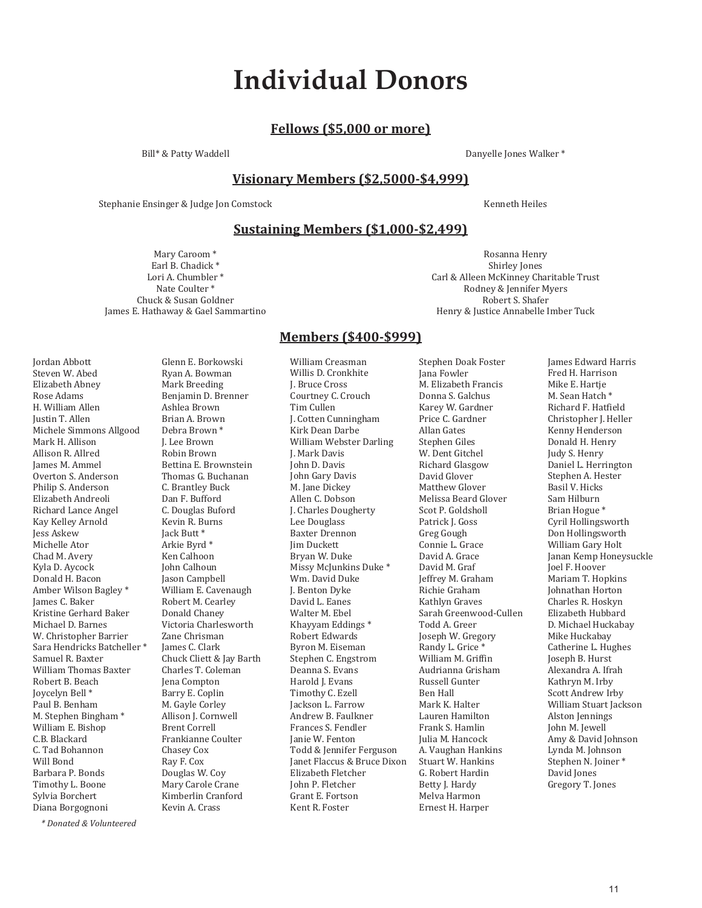# Individual Donors

## Fellows ($5,000 or more)

Bill* & Patty Waddell

Danyelle Jones Walker *

## Visionary Members ($2,5000-$4,999)

Stephanie Ensinger & Judge Jon Comstock

Kenneth Heiles

## Sustaining Members ($1,000-$2,499)

Mary Caroom *
Earl B. Chadick *
Lori A. Chumbler *
Nate Coulter *
Chuck & Susan Goldner
James E. Hathaway & Gael Sammartino

Rosanna Henry
Shirley Jones
Carl & Alleen McKinney Charitable Trust
Rodney & Jennifer Myers
Robert S. Shafer
Henry & Justice Annabelle Imber Tuck

## Members ($400-$999)

Jordan Abbott
Steven W. Abed
Elizabeth Abney
Rose Adams
H. William Allen
Justin T. Allen
Michele Simmons Allgood
Mark H. Allison
Allison R. Allred
James M. Ammel
Overton S. Anderson
Philip S. Anderson
Elizabeth Andreoli
Richard Lance Angel
Kay Kelley Arnold
Jess Askew
Michelle Ator
Chad M. Avery
Kyla D. Aycock
Donald H. Bacon
Amber Wilson Bagley *
James C. Baker
Kristine Gerhard Baker
Michael D. Barnes
W. Christopher Barrier
Sara Hendricks Batcheller *
Samuel R. Baxter
William Thomas Baxter
Robert B. Beach
Joycelyn Bell *
Paul B. Benham
M. Stephen Bingham *
William E. Bishop
C.B. Blackard
C. Tad Bohannon
Will Bond
Barbara P. Bonds
Timothy L. Boone
Sylvia Borchert
Diana Borgognoni

Glenn E. Borkowski
Ryan A. Bowman
Mark Breeding
Benjamin D. Brenner
Ashlea Brown
Brian A. Brown
Debra Brown *
J. Lee Brown
Robin Brown
Bettina E. Brownstein
Thomas G. Buchanan
C. Brantley Buck
Dan F. Bufford
C. Douglas Buford
Kevin R. Burns
Jack Butt *
Arkie Byrd *
Ken Calhoon
John Calhoun
Jason Campbell
William E. Cavenaugh
Robert M. Cearley
Donald Chaney
Victoria Charlesworth
Zane Chrisman
James C. Clark
Chuck Cliett & Jay Barth
Charles T. Coleman
Jena Compton
Barry E. Coplin
M. Gayle Corley
Allison J. Cornwell
Brent Correll
Frankianne Coulter
Chasey Cox
Ray F. Cox
Douglas W. Coy
Mary Carole Crane
Kimberlin Cranford
Kevin A. Crass

William Creasman
Willis D. Cronkhite
J. Bruce Cross
Courtney C. Crouch
Tim Cullen
J. Cotten Cunningham
Kirk Dean Darbe
William Webster Darling
J. Mark Davis
John D. Davis
John Gary Davis
M. Jane Dickey
Allen C. Dobson
J. Charles Dougherty
Lee Douglass
Baxter Drennon
Jim Duckett
Bryan W. Duke
Missy McJunkins Duke *
Wm. David Duke
J. Benton Dyke
David L. Eanes
Walter M. Ebel
Khayyam Eddings *
Robert Edwards
Byron M. Eiseman
Stephen C. Engstrom
Deanna S. Evans
Harold J. Evans
Timothy C. Ezell
Jackson L. Farrow
Andrew B. Faulkner
Frances S. Fendler
Janie W. Fenton
Todd & Jennifer Ferguson
Janet Flaccus & Bruce Dixon
Elizabeth Fletcher
John P. Fletcher
Grant E. Fortson
Kent R. Foster

Stephen Doak Foster
Jana Fowler
M. Elizabeth Francis
Donna S. Galchus
Karey W. Gardner
Price C. Gardner
Allan Gates
Stephen Giles
W. Dent Gitchel
Richard Glasgow
David Glover
Matthew Glover
Melissa Beard Glover
Scot P. Goldsholl
Patrick J. Goss
Greg Gough
Connie L. Grace
David A. Grace
David M. Graf
Jeffrey M. Graham
Richie Graham
Kathlyn Graves
Sarah Greenwood-Cullen
Todd A. Greer
Joseph W. Gregory
Randy L. Grice *
William M. Griffin
Audrianna Grisham
Russell Gunter
Ben Hall
Mark K. Halter
Lauren Hamilton
Frank S. Hamlin
Julia M. Hancock
A. Vaughan Hankins
Stuart W. Hankins
G. Robert Hardin
Betty J. Hardy
Melva Harmon
Ernest H. Harper

James Edward Harris
Fred H. Harrison
Mike E. Hartje
M. Sean Hatch *
Richard F. Hatfield
Christopher J. Heller
Kenny Henderson
Donald H. Henry
Judy S. Henry
Daniel L. Herrington
Stephen A. Hester
Basil V. Hicks
Sam Hilburn
Brian Hogue *
Cyril Hollingsworth
Don Hollingsworth
William Gary Holt
Janan Kemp Honeysuckle
Joel F. Hoover
Mariam T. Hopkins
Johnathan Horton
Charles R. Hoskyn
Elizabeth Hubbard
D. Michael Huckabay
Mike Huckabay
Catherine L. Hughes
Joseph B. Hurst
Alexandra A. Ifrah
Kathryn M. Irby
Scott Andrew Irby
William Stuart Jackson
Alston Jennings
John M. Jewell
Amy & David Johnson
Lynda M. Johnson
Stephen N. Joiner *
David Jones
Gregory T. Jones

*\* Donated & Volunteered*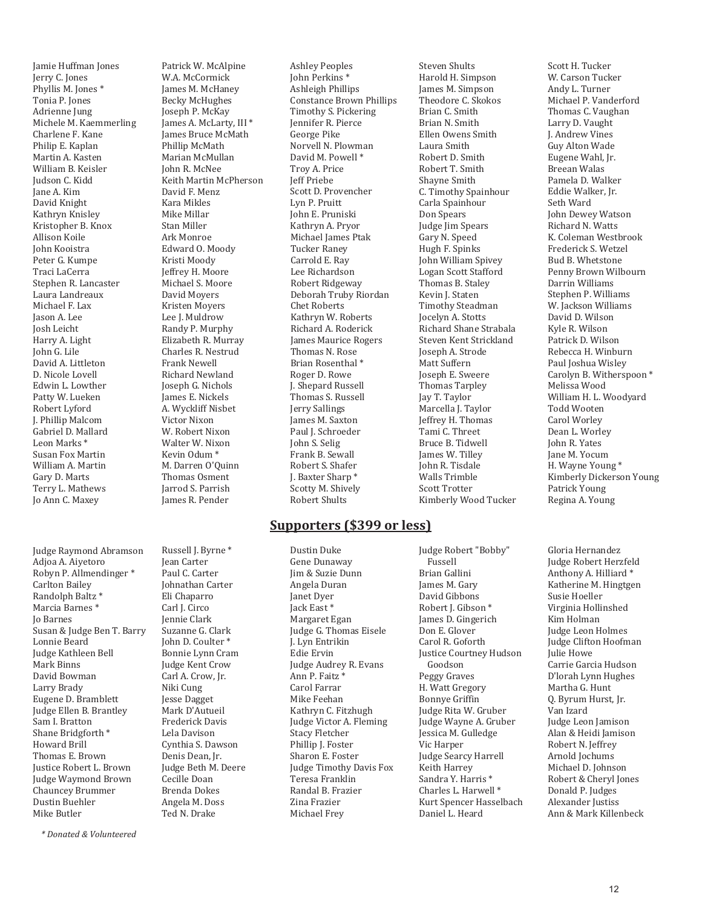Jamie Huffman Jones
Jerry C. Jones
Phyllis M. Jones *
Tonia P. Jones
Adrienne Jung
Michele M. Kaemmerling
Charlene F. Kane
Philip E. Kaplan
Martin A. Kasten
William B. Keisler
Judson C. Kidd
Jane A. Kim
David Knight
Kathryn Knisley
Kristopher B. Knox
Allison Koile
John Kooistra
Peter G. Kumpe
Traci LaCerra
Stephen R. Lancaster
Laura Landreaux
Michael F. Lax
Jason A. Lee
Josh Leicht
Harry A. Light
John G. Lile
David A. Littleton
D. Nicole Lovell
Edwin L. Lowther
Patty W. Lueken
Robert Lyford
J. Phillip Malcom
Gabriel D. Mallard
Leon Marks *
Susan Fox Martin
William A. Martin
Gary D. Marts
Terry L. Mathews
Jo Ann C. Maxey
Patrick W. McAlpine
W.A. McCormick
James M. McHaney
Becky McHughes
Joseph P. McKay
James A. McLarty, III *
James Bruce McMath
Phillip McMath
Marian McMullan
John R. McNee
Keith Martin McPherson
David F. Menz
Kara Mikles
Mike Millar
Stan Miller
Ark Monroe
Edward O. Moody
Kristi Moody
Jeffrey H. Moore
Michael S. Moore
David Moyers
Kristen Moyers
Lee J. Muldrow
Randy P. Murphy
Elizabeth R. Murray
Charles R. Nestrud
Frank Newell
Richard Newland
Joseph G. Nichols
James E. Nickels
A. Wyckliff Nisbet
Victor Nixon
W. Robert Nixon
Walter W. Nixon
Kevin Odum *
M. Darren O'Quinn
Thomas Osment
Jarrod S. Parrish
James R. Pender
Ashley Peoples
John Perkins *
Ashleigh Phillips
Constance Brown Phillips
Timothy S. Pickering
Jennifer R. Pierce
George Pike
Norvell N. Plowman
David M. Powell *
Troy A. Price
Jeff Priebe
Scott D. Provencher
Lyn P. Pruitt
John E. Pruniski
Kathryn A. Pryor
Michael James Ptak
Tucker Raney
Carrold E. Ray
Lee Richardson
Robert Ridgeway
Deborah Truby Riordan
Chet Roberts
Kathryn W. Roberts
Richard A. Roderick
James Maurice Rogers
Thomas N. Rose
Brian Rosenthal *
Roger D. Rowe
J. Shepard Russell
Thomas S. Russell
Jerry Sallings
James M. Saxton
Paul J. Schroeder
John S. Selig
Frank B. Sewall
Robert S. Shafer
J. Baxter Sharp *
Scotty M. Shively
Robert Shults
Steven Shults
Harold H. Simpson
James M. Simpson
Theodore C. Skokos
Brian C. Smith
Brian N. Smith
Ellen Owens Smith
Laura Smith
Robert D. Smith
Robert T. Smith
Shayne Smith
C. Timothy Spainhour
Carla Spainhour
Don Spears
Judge Jim Spears
Gary N. Speed
Hugh F. Spinks
John William Spivey
Logan Scott Stafford
Thomas B. Staley
Kevin J. Staten
Timothy Steadman
Jocelyn A. Stotts
Richard Shane Strabala
Steven Kent Strickland
Joseph A. Strode
Matt Suffern
Joseph E. Sweere
Thomas Tarpley
Jay T. Taylor
Marcella J. Taylor
Jeffrey H. Thomas
Tami C. Threet
Bruce B. Tidwell
James W. Tilley
John R. Tisdale
Walls Trimble
Scott Trotter
Kimberly Wood Tucker
Scott H. Tucker
W. Carson Tucker
Andy L. Turner
Michael P. Vanderford
Thomas C. Vaughan
Larry D. Vaught
J. Andrew Vines
Guy Alton Wade
Eugene Wahl, Jr.
Breean Walas
Pamela D. Walker
Eddie Walker, Jr.
Seth Ward
John Dewey Watson
Richard N. Watts
K. Coleman Westbrook
Frederick S. Wetzel
Bud B. Whetstone
Penny Brown Wilbourn
Darrin Williams
Stephen P. Williams
W. Jackson Williams
David D. Wilson
Kyle R. Wilson
Patrick D. Wilson
Rebecca H. Winburn
Paul Joshua Wisley
Carolyn B. Witherspoon *
Melissa Wood
William H. L. Woodyard
Todd Wooten
Carol Worley
Dean L. Worley
John R. Yates
Jane M. Yocum
H. Wayne Young *
Kimberly Dickerson Young
Patrick Young
Regina A. Young

## Supporters ($399 or less)

Judge Raymond Abramson
Adjoa A. Aiyetoro
Robyn P. Allmendinger *
Carlton Bailey
Randolph Baltz *
Marcia Barnes *
Jo Barnes
Susan & Judge Ben T. Barry
Lonnie Beard
Judge Kathleen Bell
Mark Binns
David Bowman
Larry Brady
Eugene D. Bramblett
Judge Ellen B. Brantley
Sam I. Bratton
Shane Bridgforth *
Howard Brill
Thomas E. Brown
Justice Robert L. Brown
Judge Waymond Brown
Chauncey Brummer
Dustin Buehler
Mike Butler
Russell J. Byrne *
Jean Carter
Paul C. Carter
Johnathan Carter
Eli Chaparro
Carl J. Circo
Jennie Clark
Suzanne G. Clark
John D. Coulter *
Bonnie Lynn Cram
Judge Kent Crow
Carl A. Crow, Jr.
Niki Cung
Jesse Dagget
Mark D'Autueil
Frederick Davis
Lela Davison
Cynthia S. Dawson
Denis Dean, Jr.
Judge Beth M. Deere
Cecille Doan
Brenda Dokes
Angela M. Doss
Ted N. Drake
Dustin Duke
Gene Dunaway
Jim & Suzie Dunn
Angela Duran
Janet Dyer
Jack East *
Margaret Egan
Judge G. Thomas Eisele
J. Lyn Entrikin
Edie Ervin
Judge Audrey R. Evans
Ann P. Faitz *
Carol Farrar
Mike Feehan
Kathryn C. Fitzhugh
Judge Victor A. Fleming
Stacy Fletcher
Phillip J. Foster
Sharon E. Foster
Judge Timothy Davis Fox
Teresa Franklin
Randal B. Frazier
Zina Frazier
Michael Frey
Judge Robert "Bobby" Fussell
Brian Gallini
James M. Gary
David Gibbons
Robert J. Gibson *
James D. Gingerich
Don E. Glover
Carol R. Goforth
Justice Courtney Hudson Goodson
Peggy Graves
H. Watt Gregory
Bonnye Griffin
Judge Rita W. Gruber
Judge Wayne A. Gruber
Jessica M. Gulledge
Vic Harper
Judge Searcy Harrell
Keith Harrey
Sandra Y. Harris *
Charles L. Harwell *
Kurt Spencer Hasselbach
Daniel L. Heard
Gloria Hernandez
Judge Robert Herzfeld
Anthony A. Hilliard *
Katherine M. Hingtgen
Susie Hoeller
Virginia Hollinshed
Kim Holman
Judge Leon Holmes
Judge Clifton Hoofman
Julie Howe
Carrie Garcia Hudson
D'lorah Lynn Hughes
Martha G. Hunt
Q. Byrum Hurst, Jr.
Van Izard
Judge Leon Jamison
Alan & Heidi Jamison
Robert N. Jeffrey
Arnold Jochums
Michael D. Johnson
Robert & Cheryl Jones
Donald P. Judges
Alexander Justiss
Ann & Mark Killenbeck

*\* Donated & Volunteered*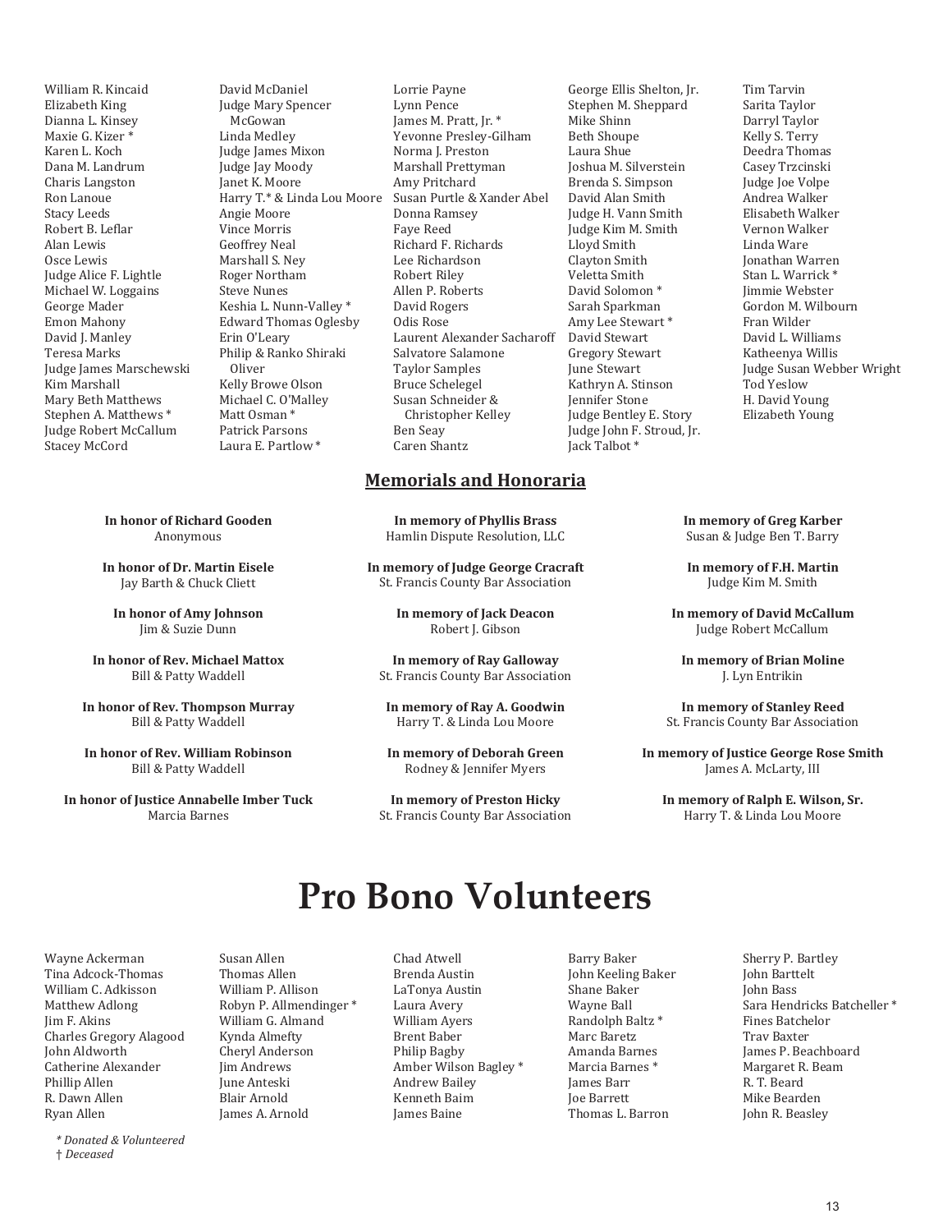William R. Kincaid
Elizabeth King
Dianna L. Kinsey
Maxie G. Kizer *
Karen L. Koch
Dana M. Landrum
Charis Langston
Ron Lanoue
Stacy Leeds
Robert B. Leflar
Alan Lewis
Osce Lewis
Judge Alice F. Lightle
Michael W. Loggains
George Mader
Emon Mahony
David J. Manley
Teresa Marks
Judge James Marschewski
Kim Marshall
Mary Beth Matthews
Stephen A. Matthews *
Judge Robert McCallum
Stacey McCord
David McDaniel
Judge Mary Spencer McGowan
Linda Medley
Judge James Mixon
Judge Jay Moody
Janet K. Moore
Harry T.* & Linda Lou Moore
Angie Moore
Vince Morris
Geoffrey Neal
Marshall S. Ney
Roger Northam
Steve Nunes
Keshia L. Nunn-Valley *
Edward Thomas Oglesby
Erin O'Leary
Philip & Ranko Shiraki Oliver
Kelly Browe Olson
Michael C. O'Malley
Matt Osman *
Patrick Parsons
Laura E. Partlow *
Lorrie Payne
Lynn Pence
James M. Pratt, Jr. *
Yevonne Presley-Gilham
Norma J. Preston
Marshall Prettyman
Amy Pritchard
Susan Purtle & Xander Abel
Donna Ramsey
Faye Reed
Richard F. Richards
Lee Richardson
Robert Riley
Allen P. Roberts
David Rogers
Odis Rose
Laurent Alexander Sacharoff
Salvatore Salamone
Taylor Samples
Bruce Schelegel
Susan Schneider & Christopher Kelley
Ben Seay
Caren Shantz
George Ellis Shelton, Jr.
Stephen M. Sheppard
Mike Shinn
Beth Shoupe
Laura Shue
Joshua M. Silverstein
Brenda S. Simpson
David Alan Smith
Judge H. Vann Smith
Judge Kim M. Smith
Lloyd Smith
Clayton Smith
Veletta Smith
David Solomon *
Sarah Sparkman
Amy Lee Stewart *
David Stewart
Gregory Stewart
June Stewart
Kathryn A. Stinson
Jennifer Stone
Judge Bentley E. Story
Judge John F. Stroud, Jr.
Jack Talbot *
Tim Tarvin
Sarita Taylor
Darryl Taylor
Kelly S. Terry
Deedra Thomas
Casey Trzcinski
Judge Joe Volpe
Andrea Walker
Elisabeth Walker
Vernon Walker
Linda Ware
Jonathan Warren
Stan L. Warrick *
Jimmie Webster
Gordon M. Wilbourn
Fran Wilder
David L. Williams
Katheenya Willis
Judge Susan Webber Wright
Tod Yeslow
H. David Young
Elizabeth Young

## Memorials and Honoraria

**In honor of Richard Gooden**
Anonymous

**In honor of Dr. Martin Eisele**
Jay Barth & Chuck Cliett

**In honor of Amy Johnson**
Jim & Suzie Dunn

**In honor of Rev. Michael Mattox**
Bill & Patty Waddell

**In honor of Rev. Thompson Murray**
Bill & Patty Waddell

**In honor of Rev. William Robinson**
Bill & Patty Waddell

**In honor of Justice Annabelle Imber Tuck**
Marcia Barnes

**In memory of Phyllis Brass**
Hamlin Dispute Resolution, LLC

**In memory of Judge George Cracraft**
St. Francis County Bar Association

**In memory of Jack Deacon**
Robert J. Gibson

**In memory of Ray Galloway**
St. Francis County Bar Association

**In memory of Ray A. Goodwin**
Harry T. & Linda Lou Moore

**In memory of Deborah Green**
Rodney & Jennifer Myers

**In memory of Preston Hicky**
St. Francis County Bar Association

**In memory of Greg Karber**
Susan & Judge Ben T. Barry

**In memory of F.H. Martin**
Judge Kim M. Smith

**In memory of David McCallum**
Judge Robert McCallum

**In memory of Brian Moline**
J. Lyn Entrikin

**In memory of Stanley Reed**
St. Francis County Bar Association

**In memory of Justice George Rose Smith**
James A. McLarty, III

**In memory of Ralph E. Wilson, Sr.**
Harry T. & Linda Lou Moore

# Pro Bono Volunteers

Wayne Ackerman
Tina Adcock-Thomas
William C. Adkisson
Matthew Adlong
Jim F. Akins
Charles Gregory Alagood
John Aldworth
Catherine Alexander
Phillip Allen
R. Dawn Allen
Ryan Allen
Susan Allen
Thomas Allen
William P. Allison
Robyn P. Allmendinger *
William G. Almand
Kynda Almefty
Cheryl Anderson
Jim Andrews
June Anteski
Blair Arnold
James A. Arnold
Chad Atwell
Brenda Austin
LaTonya Austin
Laura Avery
William Ayers
Brent Baber
Philip Bagby
Amber Wilson Bagley *
Andrew Bailey
Kenneth Baim
James Baine
Barry Baker
John Keeling Baker
Shane Baker
Wayne Ball
Randolph Baltz *
Marc Baretz
Amanda Barnes
Marcia Barnes *
James Barr
Joe Barrett
Thomas L. Barron
Sherry P. Bartley
John Barttelt
John Bass
Sara Hendricks Batcheller *
Fines Batchelor
Trav Baxter
James P. Beachboard
Margaret R. Beam
R. T. Beard
Mike Bearden
John R. Beasley

*\* Donated & Volunteered*
*† Deceased*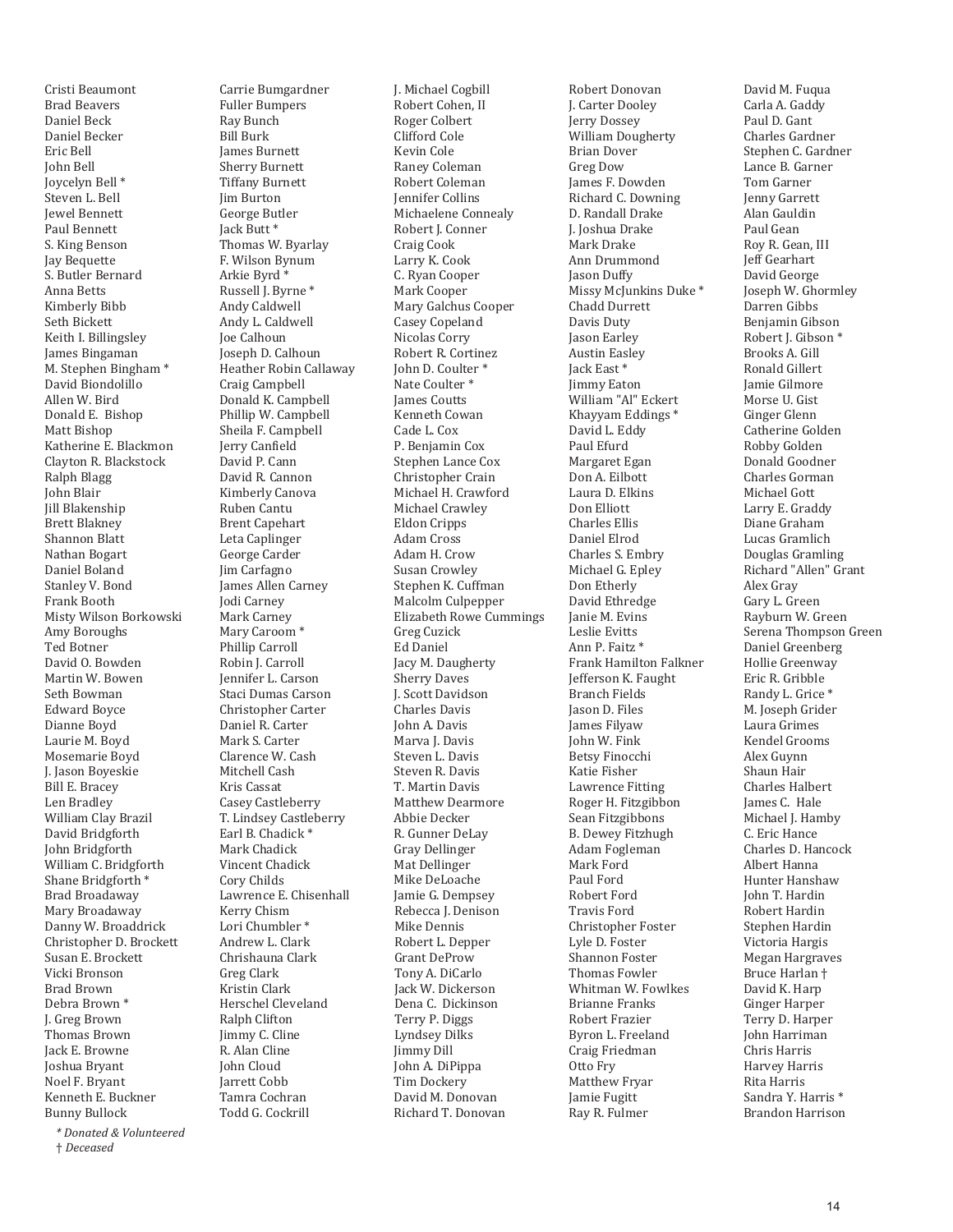Cristi Beaumont
Brad Beavers
Daniel Beck
Daniel Becker
Eric Bell
John Bell
Joycelyn Bell *
Steven L. Bell
Jewel Bennett
Paul Bennett
S. King Benson
Jay Bequette
S. Butler Bernard
Anna Betts
Kimberly Bibb
Seth Bickett
Keith I. Billingsley
James Bingaman
M. Stephen Bingham *
David Biondolillo
Allen W. Bird
Donald E. Bishop
Matt Bishop
Katherine E. Blackmon
Clayton R. Blackstock
Ralph Blagg
John Blair
Jill Blakenship
Brett Blakney
Shannon Blatt
Nathan Bogart
Daniel Boland
Stanley V. Bond
Frank Booth
Misty Wilson Borkowski
Amy Boroughs
Ted Botner
David O. Bowden
Martin W. Bowen
Seth Bowman
Edward Boyce
Dianne Boyd
Laurie M. Boyd
Mosemarie Boyd
J. Jason Boyeskie
Bill E. Bracey
Len Bradley
William Clay Brazil
David Bridgforth
John Bridgforth
William C. Bridgforth
Shane Bridgforth *
Brad Broadaway
Mary Broadaway
Danny W. Broaddrick
Christopher D. Brockett
Susan E. Brockett
Vicki Bronson
Brad Brown
Debra Brown *
J. Greg Brown
Thomas Brown
Jack E. Browne
Joshua Bryant
Noel F. Bryant
Kenneth E. Buckner
Bunny Bullock
Carrie Bumgardner
Fuller Bumpers
Ray Bunch
Bill Burk
James Burnett
Sherry Burnett
Tiffany Burnett
Jim Burton
George Butler
Jack Butt *
Thomas W. Byarlay
F. Wilson Bynum
Arkie Byrd *
Russell J. Byrne *
Andy Caldwell
Andy L. Caldwell
Joe Calhoun
Joseph D. Calhoun
Heather Robin Callaway
Craig Campbell
Donald K. Campbell
Phillip W. Campbell
Sheila F. Campbell
Jerry Canfield
David P. Cann
David R. Cannon
Kimberly Canova
Ruben Cantu
Brent Capehart
Leta Caplinger
George Carder
Jim Carfagno
James Allen Carney
Jodi Carney
Mark Carney
Mary Caroom *
Phillip Carroll
Robin J. Carroll
Jennifer L. Carson
Staci Dumas Carson
Christopher Carter
Daniel R. Carter
Mark S. Carter
Clarence W. Cash
Mitchell Cash
Kris Cassat
Casey Castleberry
T. Lindsey Castleberry
Earl B. Chadick *
Mark Chadick
Vincent Chadick
Cory Childs
Lawrence E. Chisenhall
Kerry Chism
Lori Chumbler *
Andrew L. Clark
Chrishauna Clark
Greg Clark
Kristin Clark
Herschel Cleveland
Ralph Clifton
Jimmy C. Cline
R. Alan Cline
John Cloud
Jarrett Cobb
Tamra Cochran
Todd G. Cockrill
J. Michael Cogbill
Robert Cohen, II
Roger Colbert
Clifford Cole
Kevin Cole
Raney Coleman
Robert Coleman
Jennifer Collins
Michaelene Connealy
Robert J. Conner
Craig Cook
Larry K. Cook
C. Ryan Cooper
Mark Cooper
Mary Galchus Cooper
Casey Copeland
Nicolas Corry
Robert R. Cortinez
John D. Coulter *
Nate Coulter *
James Coutts
Kenneth Cowan
Cade L. Cox
P. Benjamin Cox
Stephen Lance Cox
Christopher Crain
Michael H. Crawford
Michael Crawley
Eldon Cripps
Adam Cross
Adam H. Crow
Susan Crowley
Stephen K. Cuffman
Malcolm Culpepper
Elizabeth Rowe Cummings
Greg Cuzick
Ed Daniel
Jacy M. Daugherty
Sherry Daves
J. Scott Davidson
Charles Davis
John A. Davis
Marva J. Davis
Steven L. Davis
Steven R. Davis
T. Martin Davis
Matthew Dearmore
Abbie Decker
R. Gunner DeLay
Gray Dellinger
Mat Dellinger
Mike DeLoache
Jamie G. Dempsey
Rebecca J. Denison
Mike Dennis
Robert L. Depper
Grant DeProw
Tony A. DiCarlo
Jack W. Dickerson
Dena C. Dickinson
Terry P. Diggs
Lyndsey Dilks
Jimmy Dill
John A. DiPippa
Tim Dockery
David M. Donovan
Richard T. Donovan
Robert Donovan
J. Carter Dooley
Jerry Dossey
William Dougherty
Brian Dover
Greg Dow
James F. Dowden
Richard C. Downing
D. Randall Drake
J. Joshua Drake
Mark Drake
Ann Drummond
Jason Duffy
Missy McJunkins Duke *
Chadd Durrett
Davis Duty
Jason Earley
Austin Easley
Jack East *
Jimmy Eaton
William "Al" Eckert
Khayyam Eddings *
David L. Eddy
Paul Efurd
Margaret Egan
Don A. Eilbott
Laura D. Elkins
Don Elliott
Charles Ellis
Daniel Elrod
Charles S. Embry
Michael G. Epley
Don Etherly
David Ethredge
Janie M. Evins
Leslie Evitts
Ann P. Faitz *
Frank Hamilton Falkner
Jefferson K. Faught
Branch Fields
Jason D. Files
James Filyaw
John W. Fink
Betsy Finocchi
Katie Fisher
Lawrence Fitting
Roger H. Fitzgibbon
Sean Fitzgibbons
B. Dewey Fitzhugh
Adam Fogleman
Mark Ford
Paul Ford
Robert Ford
Travis Ford
Christopher Foster
Lyle D. Foster
Shannon Foster
Thomas Fowler
Whitman W. Fowlkes
Brianne Franks
Robert Frazier
Byron L. Freeland
Craig Friedman
Otto Fry
Matthew Fryar
Jamie Fugitt
Ray R. Fulmer
David M. Fuqua
Carla A. Gaddy
Paul D. Gant
Charles Gardner
Stephen C. Gardner
Lance B. Garner
Tom Garner
Jenny Garrett
Alan Gauldin
Paul Gean
Roy R. Gean, III
Jeff Gearhart
David George
Joseph W. Ghormley
Darren Gibbs
Benjamin Gibson
Robert J. Gibson *
Brooks A. Gill
Ronald Gillert
Jamie Gilmore
Morse U. Gist
Ginger Glenn
Catherine Golden
Robby Golden
Donald Goodner
Charles Gorman
Michael Gott
Larry E. Graddy
Diane Graham
Lucas Gramlich
Douglas Gramling
Richard "Allen" Grant
Alex Gray
Gary L. Green
Rayburn W. Green
Serena Thompson Green
Daniel Greenberg
Hollie Greenway
Eric R. Gribble
Randy L. Grice *
M. Joseph Grider
Laura Grimes
Kendel Grooms
Alex Guynn
Shaun Hair
Charles Halbert
James C. Hale
Michael J. Hamby
C. Eric Hance
Charles D. Hancock
Albert Hanna
Hunter Hanshaw
John T. Hardin
Robert Hardin
Stephen Hardin
Victoria Hargis
Megan Hargraves
Bruce Harlan †
David K. Harp
Ginger Harper
Terry D. Harper
John Harriman
Chris Harris
Harvey Harris
Rita Harris
Sandra Y. Harris *
Brandon Harrison

*\* Donated & Volunteered*
*† Deceased*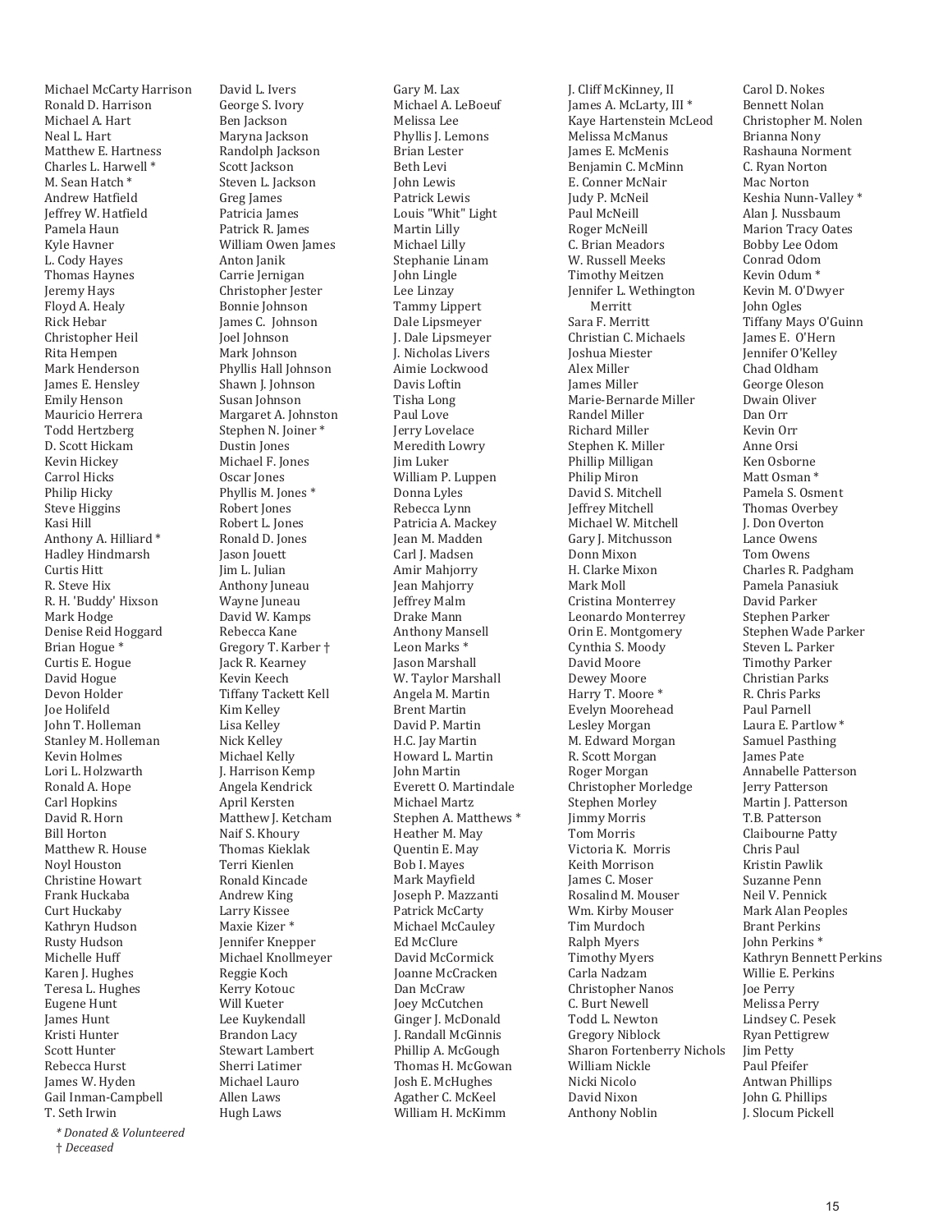Michael McCarty Harrison
Ronald D. Harrison
Michael A. Hart
Neal L. Hart
Matthew E. Hartness
Charles L. Harwell *
M. Sean Hatch *
Andrew Hatfield
Jeffrey W. Hatfield
Pamela Haun
Kyle Havner
L. Cody Hayes
Thomas Haynes
Jeremy Hays
Floyd A. Healy
Rick Hebar
Christopher Heil
Rita Hempen
Mark Henderson
James E. Hensley
Emily Henson
Mauricio Herrera
Todd Hertzberg
D. Scott Hickam
Kevin Hickey
Carrol Hicks
Philip Hicky
Steve Higgins
Kasi Hill
Anthony A. Hilliard *
Hadley Hindmarsh
Curtis Hitt
R. Steve Hix
R. H. 'Buddy' Hixson
Mark Hodge
Denise Reid Hoggard
Brian Hogue *
Curtis E. Hogue
David Hogue
Devon Holder
Joe Holifeld
John T. Holleman
Stanley M. Holleman
Kevin Holmes
Lori L. Holzwarth
Ronald A. Hope
Carl Hopkins
David R. Horn
Bill Horton
Matthew R. House
Noyl Houston
Christine Howart
Frank Huckaba
Curt Huckaby
Kathryn Hudson
Rusty Hudson
Michelle Huff
Karen J. Hughes
Teresa L. Hughes
Eugene Hunt
James Hunt
Kristi Hunter
Scott Hunter
Rebecca Hurst
James W. Hyden
Gail Inman-Campbell
T. Seth Irwin

David L. Ivers
George S. Ivory
Ben Jackson
Maryna Jackson
Randolph Jackson
Scott Jackson
Steven L. Jackson
Greg James
Patricia James
Patrick R. James
William Owen James
Anton Janik
Carrie Jernigan
Christopher Jester
Bonnie Johnson
James C. Johnson
Joel Johnson
Mark Johnson
Phyllis Hall Johnson
Shawn J. Johnson
Susan Johnson
Margaret A. Johnston
Stephen N. Joiner *
Dustin Jones
Michael F. Jones
Oscar Jones
Phyllis M. Jones *
Robert Jones
Robert L. Jones
Ronald D. Jones
Jason Jouett
Jim L. Julian
Anthony Juneau
Wayne Juneau
David W. Kamps
Rebecca Kane
Gregory T. Karber †
Jack R. Kearney
Kevin Keech
Tiffany Tackett Kell
Kim Kelley
Lisa Kelley
Nick Kelley
Michael Kelly
J. Harrison Kemp
Angela Kendrick
April Kersten
Matthew J. Ketcham
Naif S. Khoury
Thomas Kieklak
Terri Kienlen
Ronald Kincade
Andrew King
Larry Kissee
Maxie Kizer *
Jennifer Knepper
Michael Knollmeyer
Reggie Koch
Kerry Kotouc
Will Kueter
Lee Kuykendall
Brandon Lacy
Stewart Lambert
Sherri Latimer
Michael Lauro
Allen Laws
Hugh Laws

Gary M. Lax
Michael A. LeBoeuf
Melissa Lee
Phyllis J. Lemons
Brian Lester
Beth Levi
John Lewis
Patrick Lewis
Louis "Whit" Light
Martin Lilly
Michael Lilly
Stephanie Linam
John Lingle
Lee Linzay
Tammy Lippert
Dale Lipsmeyer
J. Dale Lipsmeyer
J. Nicholas Livers
Aimie Lockwood
Davis Loftin
Tisha Long
Paul Love
Jerry Lovelace
Meredith Lowry
Jim Luker
William P. Luppen
Donna Lyles
Rebecca Lynn
Patricia A. Mackey
Jean M. Madden
Carl J. Madsen
Amir Mahjorry
Jean Mahjorry
Jeffrey Malm
Drake Mann
Anthony Mansell
Leon Marks *
Jason Marshall
W. Taylor Marshall
Angela M. Martin
Brent Martin
David P. Martin
H.C. Jay Martin
Howard L. Martin
John Martin
Everett O. Martindale
Michael Martz
Stephen A. Matthews *
Heather M. May
Quentin E. May
Bob I. Mayes
Mark Mayfield
Joseph P. Mazzanti
Patrick McCarty
Michael McCauley
Ed McClure
David McCormick
Joanne McCracken
Dan McCraw
Joey McCutchen
Ginger J. McDonald
J. Randall McGinnis
Phillip A. McGough
Thomas H. McGowan
Josh E. McHughes
Agather C. McKeel
William H. McKimm

J. Cliff McKinney, II
James A. McLarty, III *
Kaye Hartenstein McLeod
Melissa McManus
James E. McMenis
Benjamin C. McMinn
E. Conner McNair
Judy P. McNeil
Paul McNeill
Roger McNeill
C. Brian Meadors
W. Russell Meeks
Timothy Meitzen
Jennifer L. Wethington Merritt
Sara F. Merritt
Christian C. Michaels
Joshua Miester
Alex Miller
James Miller
Marie-Bernarde Miller
Randel Miller
Richard Miller
Stephen K. Miller
Phillip Milligan
Philip Miron
David S. Mitchell
Jeffrey Mitchell
Michael W. Mitchell
Gary J. Mitchusson
Donn Mixon
H. Clarke Mixon
Mark Moll
Cristina Monterrey
Leonardo Monterrey
Orin E. Montgomery
Cynthia S. Moody
David Moore
Dewey Moore
Harry T. Moore *
Evelyn Moorehead
Lesley Morgan
M. Edward Morgan
R. Scott Morgan
Roger Morgan
Christopher Morledge
Stephen Morley
Jimmy Morris
Tom Morris
Victoria K. Morris
Keith Morrison
James C. Moser
Rosalind M. Mouser
Wm. Kirby Mouser
Tim Murdoch
Ralph Myers
Timothy Myers
Carla Nadzam
Christopher Nanos
C. Burt Newell
Todd L. Newton
Gregory Niblock
Sharon Fortenberry Nichols
William Nickle
Nicki Nicolo
David Nixon
Anthony Noblin

Carol D. Nokes
Bennett Nolan
Christopher M. Nolen
Brianna Nony
Rashauna Norment
C. Ryan Norton
Mac Norton
Keshia Nunn-Valley *
Alan J. Nussbaum
Marion Tracy Oates
Bobby Lee Odom
Conrad Odom
Kevin Odum *
Kevin M. O'Dwyer
John Ogles
Tiffany Mays O'Guinn
James E. O'Hern
Jennifer O'Kelley
Chad Oldham
George Oleson
Dwain Oliver
Dan Orr
Kevin Orr
Anne Orsi
Ken Osborne
Matt Osman *
Pamela S. Osment
Thomas Overbey
J. Don Overton
Lance Owens
Tom Owens
Charles R. Padgham
Pamela Panasiuk
David Parker
Stephen Parker
Stephen Wade Parker
Steven L. Parker
Timothy Parker
Christian Parks
R. Chris Parks
Paul Parnell
Laura E. Partlow *
Samuel Pasthing
James Pate
Annabelle Patterson
Jerry Patterson
Martin J. Patterson
T.B. Patterson
Claibourne Patty
Chris Paul
Kristin Pawlik
Suzanne Penn
Neil V. Pennick
Mark Alan Peoples
Brant Perkins
John Perkins *
Kathryn Bennett Perkins
Willie E. Perkins
Joe Perry
Melissa Perry
Lindsey C. Pesek
Ryan Pettigrew
Jim Petty
Paul Pfeifer
Antwan Phillips
John G. Phillips
J. Slocum Pickell

*\* Donated & Volunteered*
*† Deceased*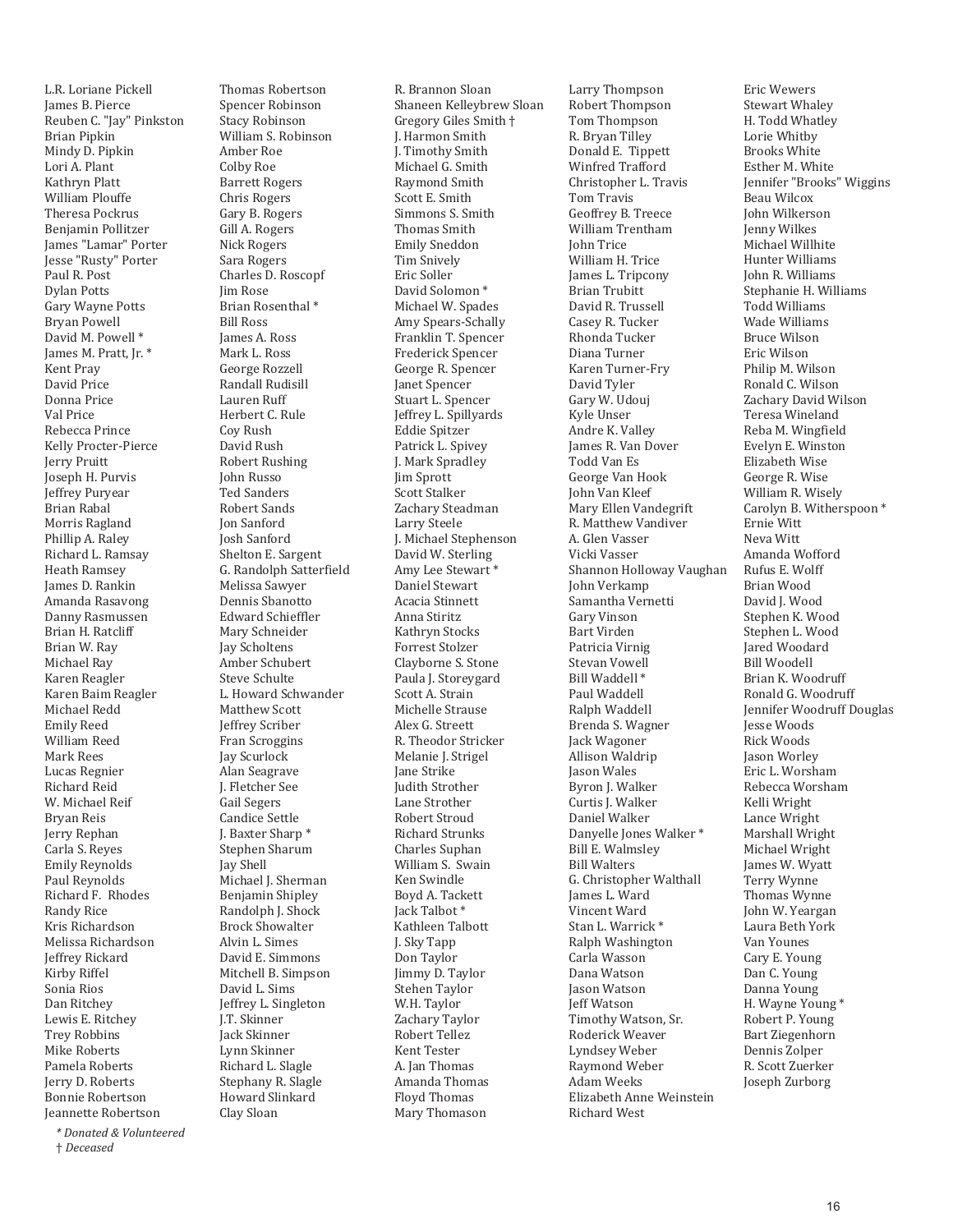L.R. Loriane Pickell
James B. Pierce
Reuben C. "Jay" Pinkston
Brian Pipkin
Mindy D. Pipkin
Lori A. Plant
Kathryn Platt
William Plouffe
Theresa Pockrus
Benjamin Pollitzer
James "Lamar" Porter
Jesse "Rusty" Porter
Paul R. Post
Dylan Potts
Gary Wayne Potts
Bryan Powell
David M. Powell *
James M. Pratt, Jr. *
Kent Pray
David Price
Donna Price
Val Price
Rebecca Prince
Kelly Procter-Pierce
Jerry Pruitt
Joseph H. Purvis
Jeffrey Puryear
Brian Rabal
Morris Ragland
Phillip A. Raley
Richard L. Ramsay
Heath Ramsey
James D. Rankin
Amanda Rasavong
Danny Rasmussen
Brian H. Ratcliff
Brian W. Ray
Michael Ray
Karen Reagler
Karen Baim Reagler
Michael Redd
Emily Reed
William Reed
Mark Rees
Lucas Regnier
Richard Reid
W. Michael Reif
Bryan Reis
Jerry Rephan
Carla S. Reyes
Emily Reynolds
Paul Reynolds
Richard F. Rhodes
Randy Rice
Kris Richardson
Melissa Richardson
Jeffrey Rickard
Kirby Riffel
Sonia Rios
Dan Ritchey
Lewis E. Ritchey
Trey Robbins
Mike Roberts
Pamela Roberts
Jerry D. Roberts
Bonnie Robertson
Jeannette Robertson
Thomas Robertson
Spencer Robinson
Stacy Robinson
William S. Robinson
Amber Roe
Colby Roe
Barrett Rogers
Chris Rogers
Gary B. Rogers
Gill A. Rogers
Nick Rogers
Sara Rogers
Charles D. Roscopf
Jim Rose
Brian Rosenthal *
Bill Ross
James A. Ross
Mark L. Ross
George Rozzell
Randall Rudisill
Lauren Ruff
Herbert C. Rule
Coy Rush
David Rush
Robert Rushing
John Russo
Ted Sanders
Robert Sands
Jon Sanford
Josh Sanford
Shelton E. Sargent
G. Randolph Satterfield
Melissa Sawyer
Dennis Sbanotto
Edward Schieffler
Mary Schneider
Jay Scholtens
Amber Schubert
Steve Schulte
L. Howard Schwander
Matthew Scott
Jeffrey Scriber
Fran Scroggins
Jay Scurlock
Alan Seagrave
J. Fletcher See
Gail Segers
Candice Settle
J. Baxter Sharp *
Stephen Sharum
Jay Shell
Michael J. Sherman
Benjamin Shipley
Randolph J. Shock
Brock Showalter
Alvin L. Simes
David E. Simmons
Mitchell B. Simpson
David L. Sims
Jeffrey L. Singleton
J.T. Skinner
Jack Skinner
Lynn Skinner
Richard L. Slagle
Stephany R. Slagle
Howard Slinkard
Clay Sloan
R. Brannon Sloan
Shaneen Kelleybrew Sloan
Gregory Giles Smith †
J. Harmon Smith
J. Timothy Smith
Michael G. Smith
Raymond Smith
Scott E. Smith
Simmons S. Smith
Thomas Smith
Emily Sneddon
Tim Snively
Eric Soller
David Solomon *
Michael W. Spades
Amy Spears-Schally
Franklin T. Spencer
Frederick Spencer
George R. Spencer
Janet Spencer
Stuart L. Spencer
Jeffrey L. Spillyards
Eddie Spitzer
Patrick L. Spivey
J. Mark Spradley
Jim Sprott
Scott Stalker
Zachary Steadman
Larry Steele
J. Michael Stephenson
David W. Sterling
Amy Lee Stewart *
Daniel Stewart
Acacia Stinnett
Anna Stiritz
Kathryn Stocks
Forrest Stolzer
Clayborne S. Stone
Paula J. Storeygard
Scott A. Strain
Michelle Strause
Alex G. Streett
R. Theodor Stricker
Melanie J. Strigel
Jane Strike
Judith Strother
Lane Strother
Robert Stroud
Richard Strunks
Charles Suphan
William S. Swain
Ken Swindle
Boyd A. Tackett
Jack Talbot *
Kathleen Talbott
J. Sky Tapp
Don Taylor
Jimmy D. Taylor
Stehen Taylor
W.H. Taylor
Zachary Taylor
Robert Tellez
Kent Tester
A. Jan Thomas
Amanda Thomas
Floyd Thomas
Mary Thomason
Larry Thompson
Robert Thompson
Tom Thompson
R. Bryan Tilley
Donald E. Tippett
Winfred Trafford
Christopher L. Travis
Tom Travis
Geoffrey B. Treece
William Trentham
John Trice
William H. Trice
James L. Tripcony
Brian Trubitt
David R. Trussell
Casey R. Tucker
Rhonda Tucker
Diana Turner
Karen Turner-Fry
David Tyler
Gary W. Udouj
Kyle Unser
Andre K. Valley
James R. Van Dover
Todd Van Es
George Van Hook
John Van Kleef
Mary Ellen Vandegrift
R. Matthew Vandiver
A. Glen Vasser
Vicki Vasser
Shannon Holloway Vaughan
John Verkamp
Samantha Vernetti
Gary Vinson
Bart Virden
Patricia Virnig
Stevan Vowell
Bill Waddell *
Paul Waddell
Ralph Waddell
Brenda S. Wagner
Jack Wagoner
Allison Waldrip
Jason Wales
Byron J. Walker
Curtis J. Walker
Daniel Walker
Danyelle Jones Walker *
Bill E. Walmsley
Bill Walters
G. Christopher Walthall
James L. Ward
Vincent Ward
Stan L. Warrick *
Ralph Washington
Carla Wasson
Dana Watson
Jason Watson
Jeff Watson
Timothy Watson, Sr.
Roderick Weaver
Lyndsey Weber
Raymond Weber
Adam Weeks
Elizabeth Anne Weinstein
Richard West
Eric Wewers
Stewart Whaley
H. Todd Whatley
Lorie Whitby
Brooks White
Esther M. White
Jennifer "Brooks" Wiggins
Beau Wilcox
John Wilkerson
Jenny Wilkes
Michael Willhite
Hunter Williams
John R. Williams
Stephanie H. Williams
Todd Williams
Wade Williams
Bruce Wilson
Eric Wilson
Philip M. Wilson
Ronald C. Wilson
Zachary David Wilson
Teresa Wineland
Reba M. Wingfield
Evelyn E. Winston
Elizabeth Wise
George R. Wise
William R. Wisely
Carolyn B. Witherspoon *
Ernie Witt
Neva Witt
Amanda Wofford
Rufus E. Wolff
Brian Wood
David J. Wood
Stephen K. Wood
Stephen L. Wood
Jared Woodard
Bill Woodell
Brian K. Woodruff
Ronald G. Woodruff
Jennifer Woodruff Douglas
Jesse Woods
Rick Woods
Jason Worley
Eric L. Worsham
Rebecca Worsham
Kelli Wright
Lance Wright
Marshall Wright
Michael Wright
James W. Wyatt
Terry Wynne
Thomas Wynne
John W. Yeargan
Laura Beth York
Van Younes
Cary E. Young
Dan C. Young
Danna Young
H. Wayne Young *
Robert P. Young
Bart Ziegenhorn
Dennis Zolper
R. Scott Zuerker
Joseph Zurborg

*\* Donated & Volunteered*
*† Deceased*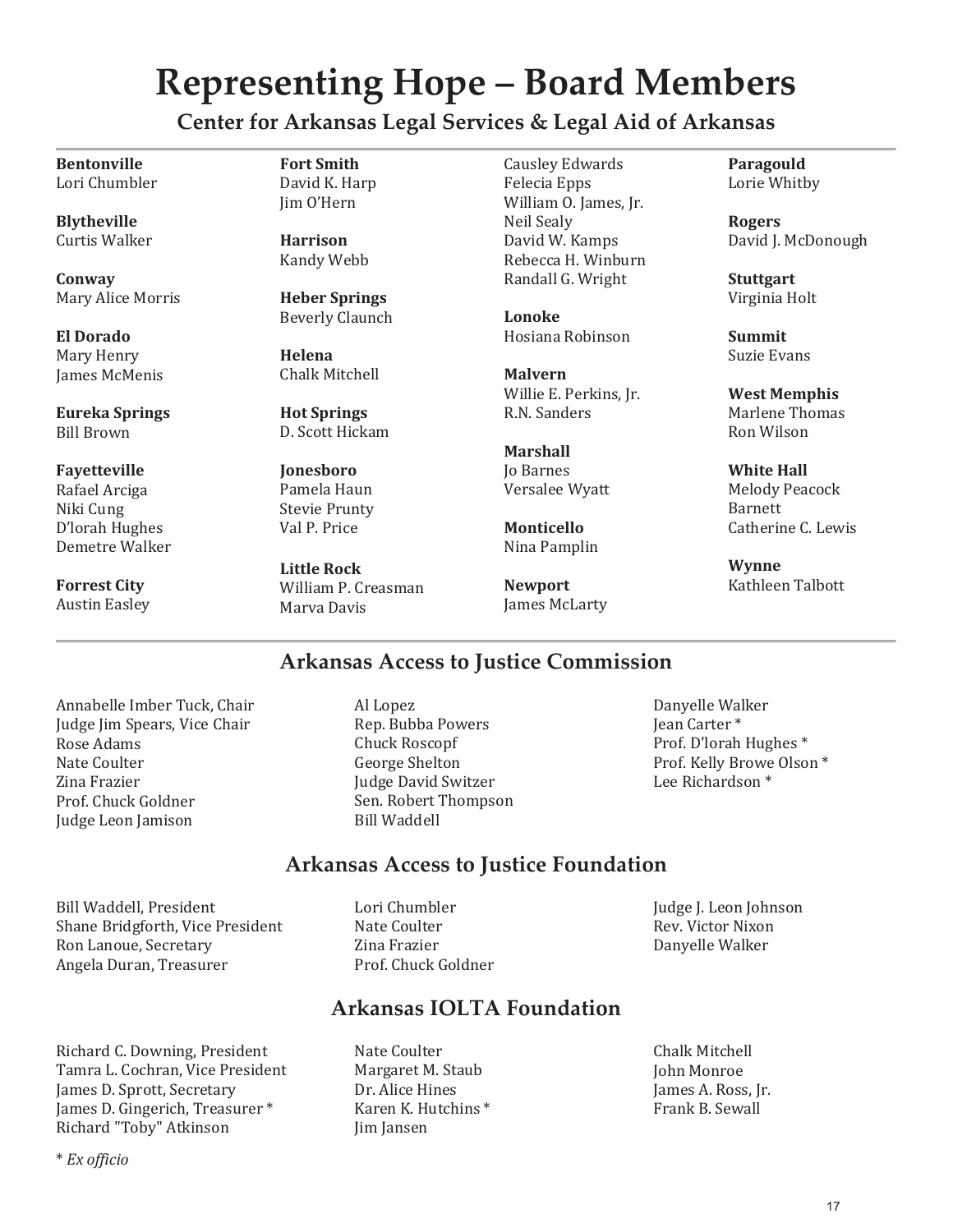# Representing Hope – Board Members

## Center for Arkansas Legal Services & Legal Aid of Arkansas

**Bentonville**
Lori Chumbler

**Blytheville**
Curtis Walker

**Conway**
Mary Alice Morris

**El Dorado**
Mary Henry
James McMenis

**Eureka Springs**
Bill Brown

**Fayetteville**
Rafael Arciga
Niki Cung
D'lorah Hughes
Demetre Walker

**Forrest City**
Austin Easley

**Fort Smith**
David K. Harp
Jim O'Hern

**Harrison**
Kandy Webb

**Heber Springs**
Beverly Claunch

**Helena**
Chalk Mitchell

**Hot Springs**
D. Scott Hickam

**Jonesboro**
Pamela Haun
Stevie Prunty
Val P. Price

**Little Rock**
William P. Creasman
Marva Davis
Causley Edwards
Felecia Epps
William O. James, Jr.
Neil Sealy
David W. Kamps
Rebecca H. Winburn
Randall G. Wright

**Lonoke**
Hosiana Robinson

**Malvern**
Willie E. Perkins, Jr.
R.N. Sanders

**Marshall**
Jo Barnes
Versalee Wyatt

**Monticello**
Nina Pamplin

**Newport**
James McLarty

**Paragould**
Lorie Whitby

**Rogers**
David J. McDonough

**Stuttgart**
Virginia Holt

**Summit**
Suzie Evans

**West Memphis**
Marlene Thomas
Ron Wilson

**White Hall**
Melody Peacock Barnett
Catherine C. Lewis

**Wynne**
Kathleen Talbott

## Arkansas Access to Justice Commission

Annabelle Imber Tuck, Chair
Judge Jim Spears, Vice Chair
Rose Adams
Nate Coulter
Zina Frazier
Prof. Chuck Goldner
Judge Leon Jamison
Al Lopez
Rep. Bubba Powers
Chuck Roscopf
George Shelton
Judge David Switzer
Sen. Robert Thompson
Bill Waddell
Danyelle Walker
Jean Carter *
Prof. D'lorah Hughes *
Prof. Kelly Browe Olson *
Lee Richardson *

## Arkansas Access to Justice Foundation

Bill Waddell, President
Shane Bridgforth, Vice President
Ron Lanoue, Secretary
Angela Duran, Treasurer
Lori Chumbler
Nate Coulter
Zina Frazier
Prof. Chuck Goldner
Judge J. Leon Johnson
Rev. Victor Nixon
Danyelle Walker

## Arkansas IOLTA Foundation

Richard C. Downing, President
Tamra L. Cochran, Vice President
James D. Sprott, Secretary
James D. Gingerich, Treasurer *
Richard "Toby" Atkinson
Nate Coulter
Margaret M. Staub
Dr. Alice Hines
Karen K. Hutchins *
Jim Jansen
Chalk Mitchell
John Monroe
James A. Ross, Jr.
Frank B. Sewall

* *Ex officio*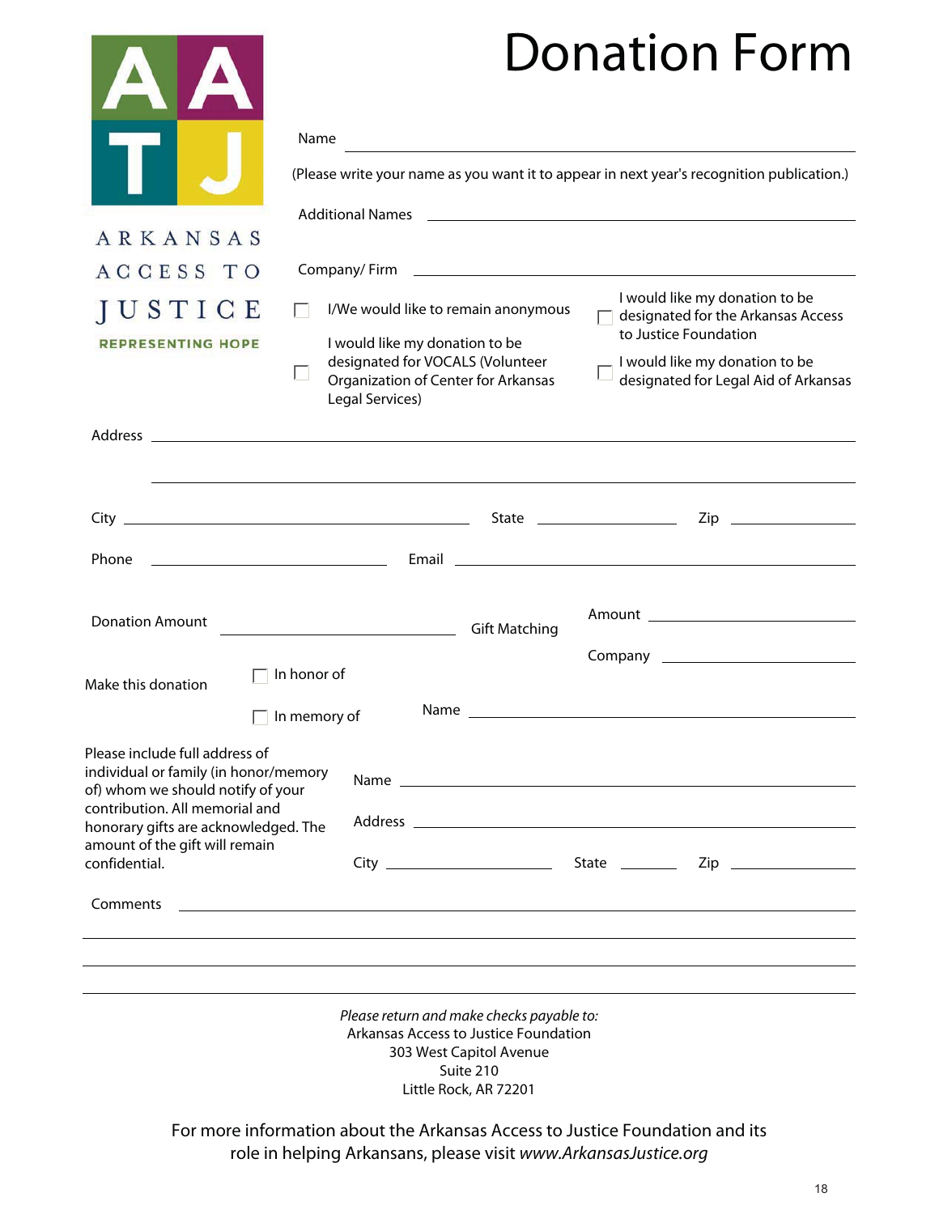# Donation Form

ARKANSAS ACCESS TO JUSTICE

REPRESENTING HOPE

Name ______________________________

(Please write your name as you want it to appear in next year's recognition publication.)

Additional Names ______________________________

Company/ Firm ______________________________

☐ I/We would like to remain anonymous

☐ I would like my donation to be designated for VOCALS (Volunteer Organization of Center for Arkansas Legal Services)

☐ I would like my donation to be designated for the Arkansas Access to Justice Foundation

☐ I would like my donation to be designated for Legal Aid of Arkansas

Address ______________________________

______________________________

City ____________________ State __________ Zip __________

Phone ____________________ Email ______________________________

Donation Amount ____________________

Gift Matching — Amount ____________________ Company ____________________

Make this donation ☐ In honor of ☐ In memory of — Name ______________________________

Please include full address of individual or family (in honor/memory of) whom we should notify of your contribution. All memorial and honorary gifts are acknowledged. The amount of the gift will remain confidential.

Name ______________________________

Address ______________________________

City ____________________ State __________ Zip __________

Comments ______________________________

______________________________

______________________________

______________________________

*Please return and make checks payable to:*
Arkansas Access to Justice Foundation
303 West Capitol Avenue
Suite 210
Little Rock, AR 72201

For more information about the Arkansas Access to Justice Foundation and its role in helping Arkansans, please visit *www.ArkansasJustice.org*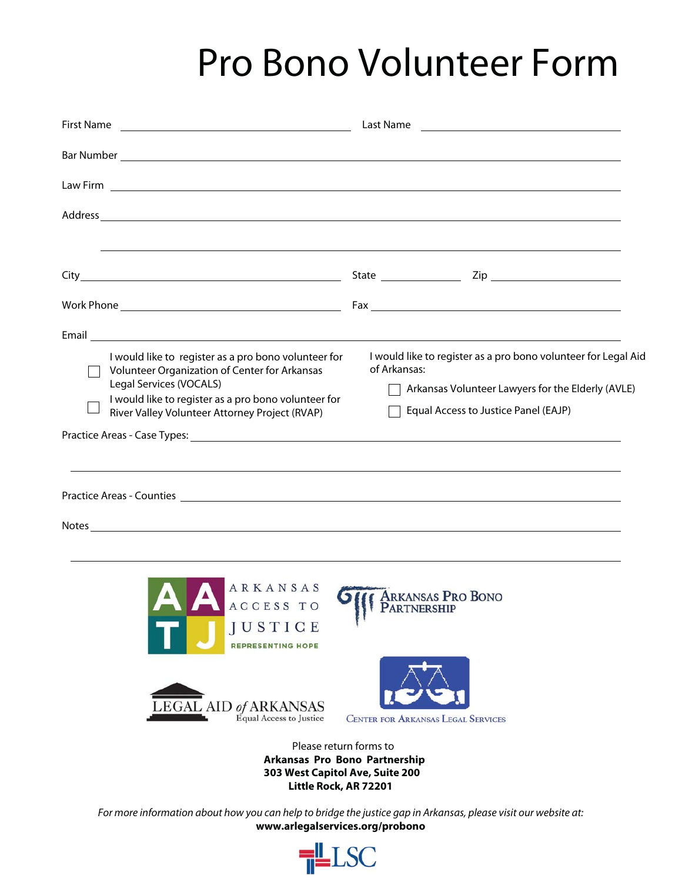# Pro Bono Volunteer Form

First Name ______________________ Last Name ______________________

Bar Number ____________________________________________

Law Firm ____________________________________________

Address ____________________________________________

____________________________________________

City ______________________ State __________ Zip ______________

Work Phone ______________________ Fax ______________________

Email ____________________________________________

- ☐ I would like to register as a pro bono volunteer for Volunteer Organization of Center for Arkansas Legal Services (VOCALS)
- ☐ I would like to register as a pro bono volunteer for River Valley Volunteer Attorney Project (RVAP)

I would like to register as a pro bono volunteer for Legal Aid of Arkansas:

- ☐ Arkansas Volunteer Lawyers for the Elderly (AVLE)
- ☐ Equal Access to Justice Panel (EAJP)

Practice Areas - Case Types: ____________________________________________

____________________________________________

Practice Areas - Counties ____________________________________________

Notes ____________________________________________

____________________________________________

ARKANSAS ACCESS TO JUSTICE
REPRESENTING HOPE

ARKANSAS PRO BONO PARTNERSHIP

LEGAL AID of ARKANSAS
Equal Access to Justice

CENTER FOR ARKANSAS LEGAL SERVICES

Please return forms to
**Arkansas Pro Bono Partnership**
**303 West Capitol Ave, Suite 200**
**Little Rock, AR 72201**

*For more information about how you can help to bridge the justice gap in Arkansas, please visit our website at:*
**www.arlegalservices.org/probono**

LSC